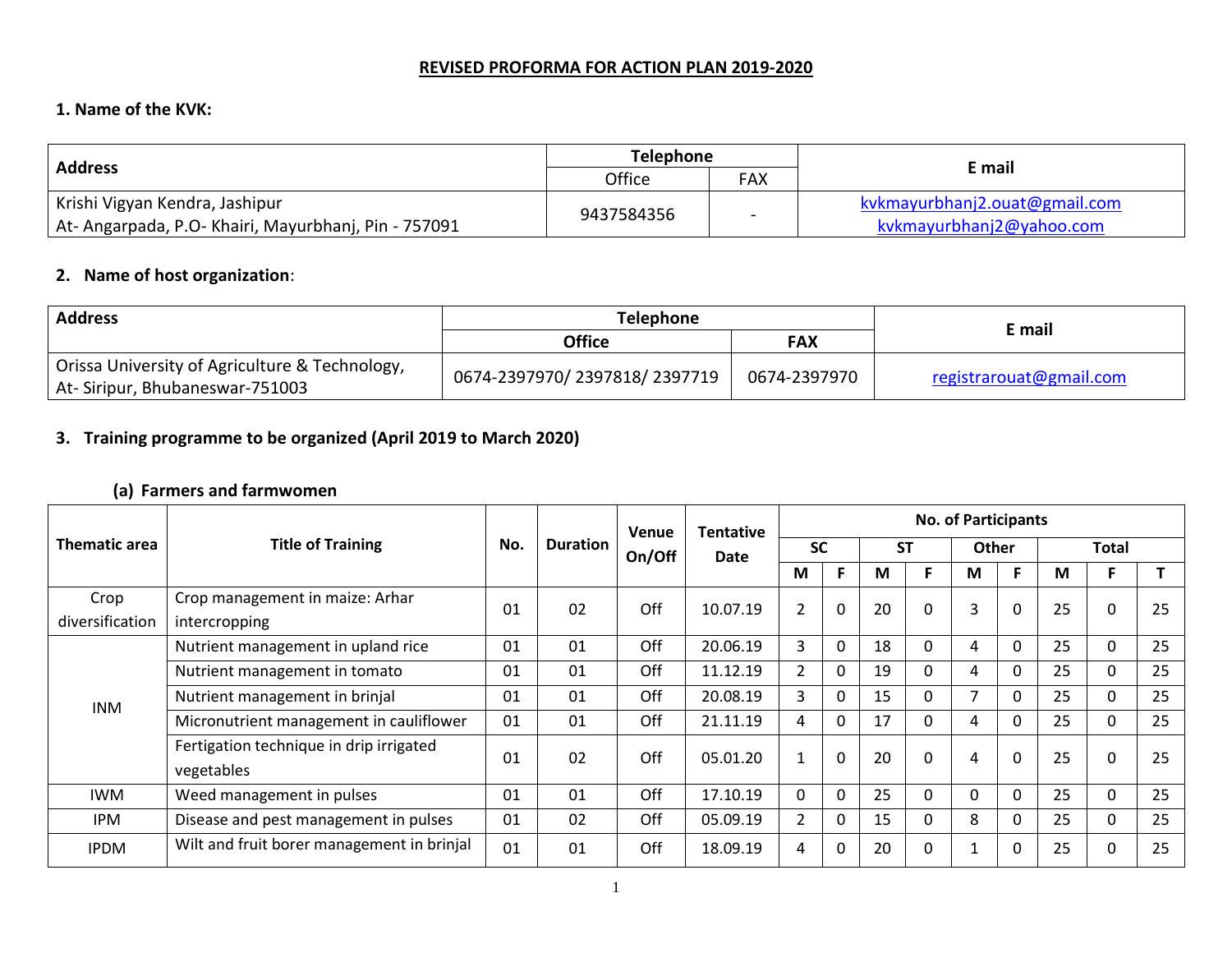# REVISED PROFORMA FOR ACTION PLAN 2019-2020

## 1. Name of the KVK:

| Address | Telephone | | E mail |
|---|---|---|---|
| | Office | FAX | |
| Krishi Vigyan Kendra, Jashipur<br>At- Angarpada, P.O- Khairi, Mayurbhanj, Pin - 757091 | 9437584356 | - | kvkmayurbhanj2.ouat@gmail.com<br>kvkmayurbhanj2@yahoo.com |

## 2. Name of host organization:

| Address | Telephone | | E mail |
|---|---|---|---|
| | Office | FAX | |
| Orissa University of Agriculture & Technology,<br>At- Siripur, Bhubaneswar-751003 | 0674-2397970/ 2397818/ 2397719 | 0674-2397970 | registrarouat@gmail.com |

## 3. Training programme to be organized (April 2019 to March 2020)

### (a) Farmers and farmwomen

| Thematic area | Title of Training | No. | Duration | Venue On/Off | Tentative Date | No. of Participants | | | | | | | | |
|---|---|---|---|---|---|---|---|---|---|---|---|---|---|---|
| | | | | | | SC | | ST | | Other | | Total | | |
| | | | | | | M | F | M | F | M | F | M | F | T |
| Crop diversification | Crop management in maize: Arhar intercropping | 01 | 02 | Off | 10.07.19 | 2 | 0 | 20 | 0 | 3 | 0 | 25 | 0 | 25 |
| INM | Nutrient management in upland rice | 01 | 01 | Off | 20.06.19 | 3 | 0 | 18 | 0 | 4 | 0 | 25 | 0 | 25 |
| | Nutrient management in tomato | 01 | 01 | Off | 11.12.19 | 2 | 0 | 19 | 0 | 4 | 0 | 25 | 0 | 25 |
| | Nutrient management in brinjal | 01 | 01 | Off | 20.08.19 | 3 | 0 | 15 | 0 | 7 | 0 | 25 | 0 | 25 |
| | Micronutrient management in cauliflower | 01 | 01 | Off | 21.11.19 | 4 | 0 | 17 | 0 | 4 | 0 | 25 | 0 | 25 |
| | Fertigation technique in drip irrigated vegetables | 01 | 02 | Off | 05.01.20 | 1 | 0 | 20 | 0 | 4 | 0 | 25 | 0 | 25 |
| IWM | Weed management in pulses | 01 | 01 | Off | 17.10.19 | 0 | 0 | 25 | 0 | 0 | 0 | 25 | 0 | 25 |
| IPM | Disease and pest management in pulses | 01 | 02 | Off | 05.09.19 | 2 | 0 | 15 | 0 | 8 | 0 | 25 | 0 | 25 |
| IPDM | Wilt and fruit borer management in brinjal | 01 | 01 | Off | 18.09.19 | 4 | 0 | 20 | 0 | 1 | 0 | 25 | 0 | 25 |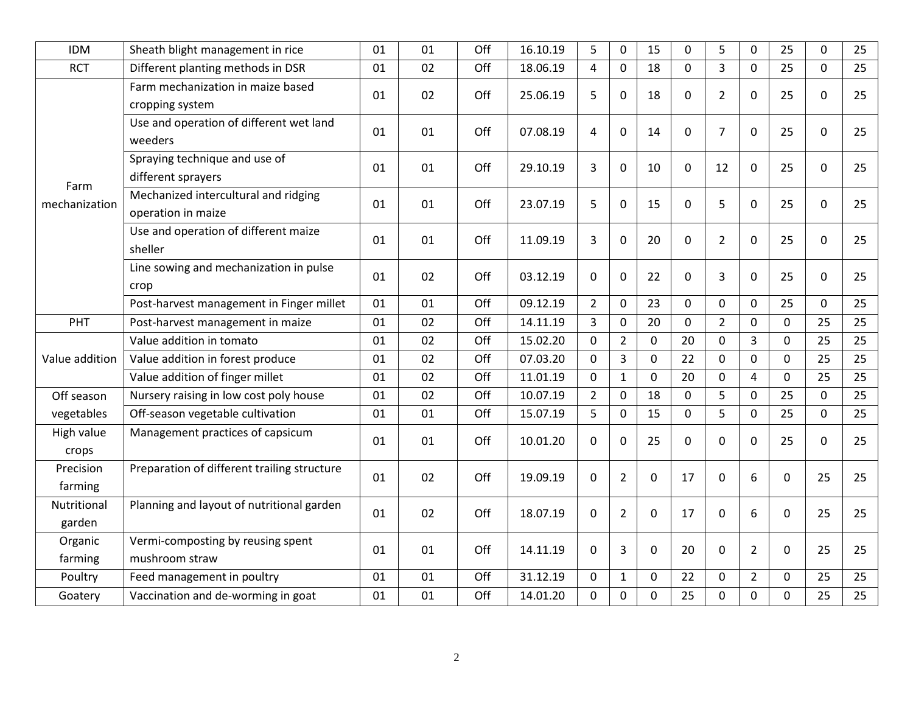| | | | | | | | | | | | | | | |
|---|---|---|---|---|---|---|---|---|---|---|---|---|---|---|
| IDM | Sheath blight management in rice | 01 | 01 | Off | 16.10.19 | 5 | 0 | 15 | 0 | 5 | 0 | 25 | 0 | 25 |
| RCT | Different planting methods in DSR | 01 | 02 | Off | 18.06.19 | 4 | 0 | 18 | 0 | 3 | 0 | 25 | 0 | 25 |
| Farm mechanization | Farm mechanization in maize based cropping system | 01 | 02 | Off | 25.06.19 | 5 | 0 | 18 | 0 | 2 | 0 | 25 | 0 | 25 |
| | Use and operation of different wet land weeders | 01 | 01 | Off | 07.08.19 | 4 | 0 | 14 | 0 | 7 | 0 | 25 | 0 | 25 |
| | Spraying technique and use of different sprayers | 01 | 01 | Off | 29.10.19 | 3 | 0 | 10 | 0 | 12 | 0 | 25 | 0 | 25 |
| | Mechanized intercultural and ridging operation in maize | 01 | 01 | Off | 23.07.19 | 5 | 0 | 15 | 0 | 5 | 0 | 25 | 0 | 25 |
| | Use and operation of different maize sheller | 01 | 01 | Off | 11.09.19 | 3 | 0 | 20 | 0 | 2 | 0 | 25 | 0 | 25 |
| | Line sowing and mechanization in pulse crop | 01 | 02 | Off | 03.12.19 | 0 | 0 | 22 | 0 | 3 | 0 | 25 | 0 | 25 |
| | Post-harvest management in Finger millet | 01 | 01 | Off | 09.12.19 | 2 | 0 | 23 | 0 | 0 | 0 | 25 | 0 | 25 |
| PHT | Post-harvest management in maize | 01 | 02 | Off | 14.11.19 | 3 | 0 | 20 | 0 | 2 | 0 | 0 | 25 | 25 |
| Value addition | Value addition in tomato | 01 | 02 | Off | 15.02.20 | 0 | 2 | 0 | 20 | 0 | 3 | 0 | 25 | 25 |
| | Value addition in forest produce | 01 | 02 | Off | 07.03.20 | 0 | 3 | 0 | 22 | 0 | 0 | 0 | 25 | 25 |
| | Value addition of finger millet | 01 | 02 | Off | 11.01.19 | 0 | 1 | 0 | 20 | 0 | 4 | 0 | 25 | 25 |
| Off season vegetables | Nursery raising in low cost poly house | 01 | 02 | Off | 10.07.19 | 2 | 0 | 18 | 0 | 5 | 0 | 25 | 0 | 25 |
| | Off-season vegetable cultivation | 01 | 01 | Off | 15.07.19 | 5 | 0 | 15 | 0 | 5 | 0 | 25 | 0 | 25 |
| High value crops | Management practices of capsicum | 01 | 01 | Off | 10.01.20 | 0 | 0 | 25 | 0 | 0 | 0 | 25 | 0 | 25 |
| Precision farming | Preparation of different trailing structure | 01 | 02 | Off | 19.09.19 | 0 | 2 | 0 | 17 | 0 | 6 | 0 | 25 | 25 |
| Nutritional garden | Planning and layout of nutritional garden | 01 | 02 | Off | 18.07.19 | 0 | 2 | 0 | 17 | 0 | 6 | 0 | 25 | 25 |
| Organic farming | Vermi-composting by reusing spent mushroom straw | 01 | 01 | Off | 14.11.19 | 0 | 3 | 0 | 20 | 0 | 2 | 0 | 25 | 25 |
| Poultry | Feed management in poultry | 01 | 01 | Off | 31.12.19 | 0 | 1 | 0 | 22 | 0 | 2 | 0 | 25 | 25 |
| Goatery | Vaccination and de-worming in goat | 01 | 01 | Off | 14.01.20 | 0 | 0 | 0 | 25 | 0 | 0 | 0 | 25 | 25 |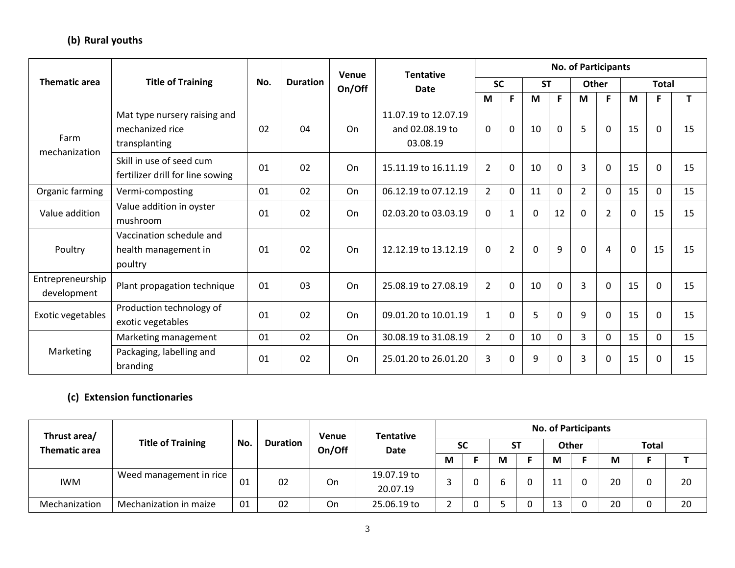### (b) Rural youths

| Thematic area | Title of Training | No. | Duration | Venue On/Off | Tentative Date | No. of Participants | | | | | | | | |
|---|---|---|---|---|---|---|---|---|---|---|---|---|---|---|
| | | | | | | SC | | ST | | Other | | Total | | |
| | | | | | | M | F | M | F | M | F | M | F | T |
| Farm mechanization | Mat type nursery raising and mechanized rice transplanting | 02 | 04 | On | 11.07.19 to 12.07.19 and 02.08.19 to 03.08.19 | 0 | 0 | 10 | 0 | 5 | 0 | 15 | 0 | 15 |
| | Skill in use of seed cum fertilizer drill for line sowing | 01 | 02 | On | 15.11.19 to 16.11.19 | 2 | 0 | 10 | 0 | 3 | 0 | 15 | 0 | 15 |
| Organic farming | Vermi-composting | 01 | 02 | On | 06.12.19 to 07.12.19 | 2 | 0 | 11 | 0 | 2 | 0 | 15 | 0 | 15 |
| Value addition | Value addition in oyster mushroom | 01 | 02 | On | 02.03.20 to 03.03.19 | 0 | 1 | 0 | 12 | 0 | 2 | 0 | 15 | 15 |
| Poultry | Vaccination schedule and health management in poultry | 01 | 02 | On | 12.12.19 to 13.12.19 | 0 | 2 | 0 | 9 | 0 | 4 | 0 | 15 | 15 |
| Entrepreneurship development | Plant propagation technique | 01 | 03 | On | 25.08.19 to 27.08.19 | 2 | 0 | 10 | 0 | 3 | 0 | 15 | 0 | 15 |
| Exotic vegetables | Production technology of exotic vegetables | 01 | 02 | On | 09.01.20 to 10.01.19 | 1 | 0 | 5 | 0 | 9 | 0 | 15 | 0 | 15 |
| Marketing | Marketing management | 01 | 02 | On | 30.08.19 to 31.08.19 | 2 | 0 | 10 | 0 | 3 | 0 | 15 | 0 | 15 |
| | Packaging, labelling and branding | 01 | 02 | On | 25.01.20 to 26.01.20 | 3 | 0 | 9 | 0 | 3 | 0 | 15 | 0 | 15 |

### (c) Extension functionaries

| Thrust area/ Thematic area | Title of Training | No. | Duration | Venue On/Off | Tentative Date | No. of Participants | | | | | | | | |
|---|---|---|---|---|---|---|---|---|---|---|---|---|---|---|
| | | | | | | SC | | ST | | Other | | Total | | |
| | | | | | | M | F | M | F | M | F | M | F | T |
| IWM | Weed management in rice | 01 | 02 | On | 19.07.19 to 20.07.19 | 3 | 0 | 6 | 0 | 11 | 0 | 20 | 0 | 20 |
| Mechanization | Mechanization in maize | 01 | 02 | On | 25.06.19 to | 2 | 0 | 5 | 0 | 13 | 0 | 20 | 0 | 20 |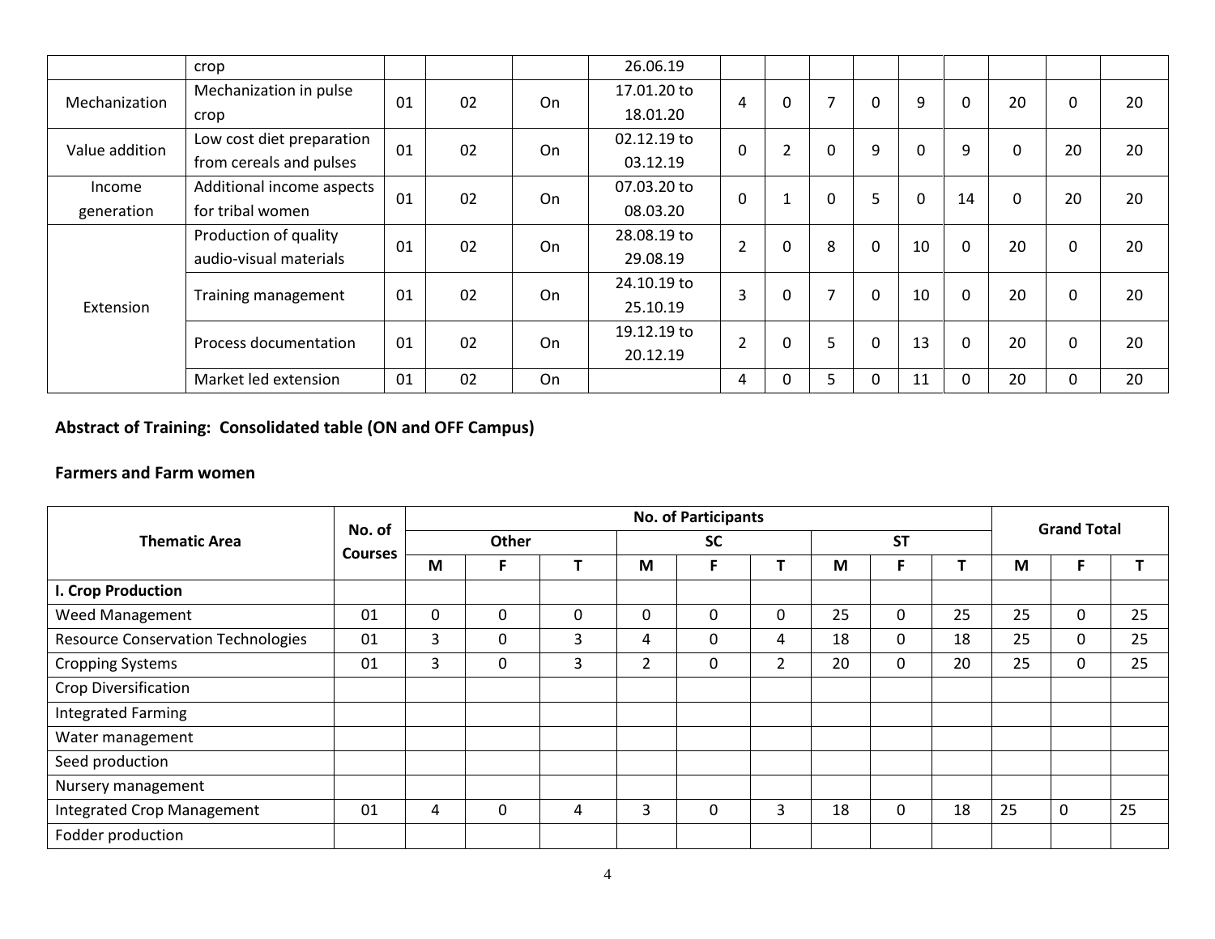| | crop | | | | 26.06.19 | | | | | | | | | |
|---|---|---|---|---|---|---|---|---|---|---|---|---|---|---|
| Mechanization | Mechanization in pulse crop | 01 | 02 | On | 17.01.20 to 18.01.20 | 4 | 0 | 7 | 0 | 9 | 0 | 20 | 0 | 20 |
| Value addition | Low cost diet preparation from cereals and pulses | 01 | 02 | On | 02.12.19 to 03.12.19 | 0 | 2 | 0 | 9 | 0 | 9 | 0 | 20 | 20 |
| Income generation | Additional income aspects for tribal women | 01 | 02 | On | 07.03.20 to 08.03.20 | 0 | 1 | 0 | 5 | 0 | 14 | 0 | 20 | 20 |
| Extension | Production of quality audio-visual materials | 01 | 02 | On | 28.08.19 to 29.08.19 | 2 | 0 | 8 | 0 | 10 | 0 | 20 | 0 | 20 |
| | Training management | 01 | 02 | On | 24.10.19 to 25.10.19 | 3 | 0 | 7 | 0 | 10 | 0 | 20 | 0 | 20 |
| | Process documentation | 01 | 02 | On | 19.12.19 to 20.12.19 | 2 | 0 | 5 | 0 | 13 | 0 | 20 | 0 | 20 |
| | Market led extension | 01 | 02 | On | | 4 | 0 | 5 | 0 | 11 | 0 | 20 | 0 | 20 |

**Abstract of Training: Consolidated table (ON and OFF Campus)**

**Farmers and Farm women**

| Thematic Area | No. of Courses | No. of Participants | | | | | | | | | Grand Total | | |
|---|---|---|---|---|---|---|---|---|---|---|---|---|---|
| | | Other | | | SC | | | ST | | | | | |
| | | M | F | T | M | F | T | M | F | T | M | F | T |
| **I. Crop Production** | | | | | | | | | | | | | |
| Weed Management | 01 | 0 | 0 | 0 | 0 | 0 | 0 | 25 | 0 | 25 | 25 | 0 | 25 |
| Resource Conservation Technologies | 01 | 3 | 0 | 3 | 4 | 0 | 4 | 18 | 0 | 18 | 25 | 0 | 25 |
| Cropping Systems | 01 | 3 | 0 | 3 | 2 | 0 | 2 | 20 | 0 | 20 | 25 | 0 | 25 |
| Crop Diversification | | | | | | | | | | | | | |
| Integrated Farming | | | | | | | | | | | | | |
| Water management | | | | | | | | | | | | | |
| Seed production | | | | | | | | | | | | | |
| Nursery management | | | | | | | | | | | | | |
| Integrated Crop Management | 01 | 4 | 0 | 4 | 3 | 0 | 3 | 18 | 0 | 18 | 25 | 0 | 25 |
| Fodder production | | | | | | | | | | | | | |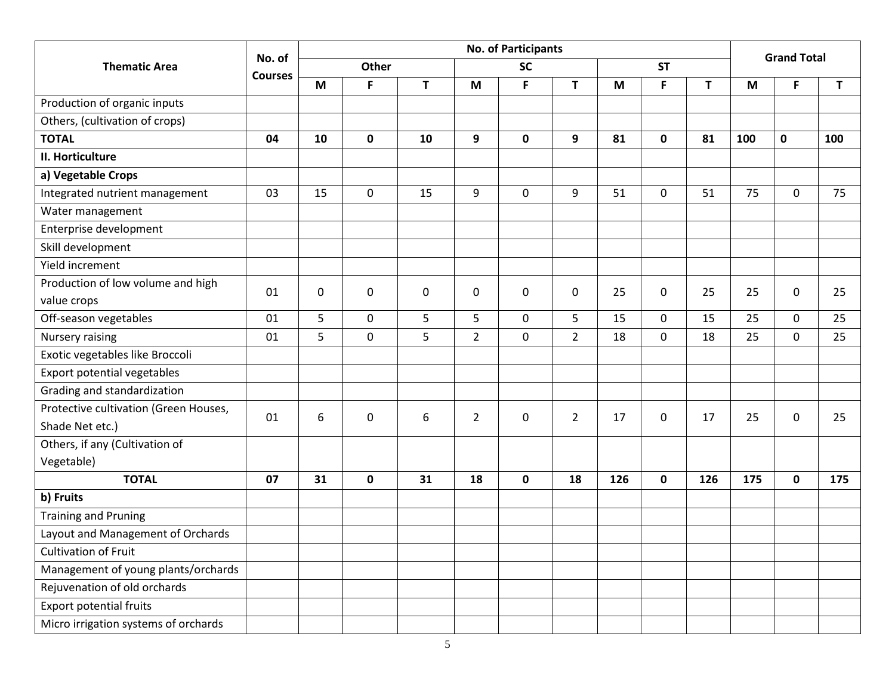| Thematic Area | No. of Courses | No. of Participants | | | | | | | | | Grand Total | | |
|---|---|---|---|---|---|---|---|---|---|---|---|---|---|
| | | Other | | | SC | | | ST | | | | | |
| | | M | F | T | M | F | T | M | F | T | M | F | T |
| Production of organic inputs | | | | | | | | | | | | | |
| Others, (cultivation of crops) | | | | | | | | | | | | | |
| **TOTAL** | **04** | **10** | **0** | **10** | **9** | **0** | **9** | **81** | **0** | **81** | **100** | **0** | **100** |
| **II. Horticulture** | | | | | | | | | | | | | |
| **a) Vegetable Crops** | | | | | | | | | | | | | |
| Integrated nutrient management | 03 | 15 | 0 | 15 | 9 | 0 | 9 | 51 | 0 | 51 | 75 | 0 | 75 |
| Water management | | | | | | | | | | | | | |
| Enterprise development | | | | | | | | | | | | | |
| Skill development | | | | | | | | | | | | | |
| Yield increment | | | | | | | | | | | | | |
| Production of low volume and high value crops | 01 | 0 | 0 | 0 | 0 | 0 | 0 | 25 | 0 | 25 | 25 | 0 | 25 |
| Off-season vegetables | 01 | 5 | 0 | 5 | 5 | 0 | 5 | 15 | 0 | 15 | 25 | 0 | 25 |
| Nursery raising | 01 | 5 | 0 | 5 | 2 | 0 | 2 | 18 | 0 | 18 | 25 | 0 | 25 |
| Exotic vegetables like Broccoli | | | | | | | | | | | | | |
| Export potential vegetables | | | | | | | | | | | | | |
| Grading and standardization | | | | | | | | | | | | | |
| Protective cultivation (Green Houses, Shade Net etc.) | 01 | 6 | 0 | 6 | 2 | 0 | 2 | 17 | 0 | 17 | 25 | 0 | 25 |
| Others, if any (Cultivation of Vegetable) | | | | | | | | | | | | | |
| **TOTAL** | **07** | **31** | **0** | **31** | **18** | **0** | **18** | **126** | **0** | **126** | **175** | **0** | **175** |
| **b) Fruits** | | | | | | | | | | | | | |
| Training and Pruning | | | | | | | | | | | | | |
| Layout and Management of Orchards | | | | | | | | | | | | | |
| Cultivation of Fruit | | | | | | | | | | | | | |
| Management of young plants/orchards | | | | | | | | | | | | | |
| Rejuvenation of old orchards | | | | | | | | | | | | | |
| Export potential fruits | | | | | | | | | | | | | |
| Micro irrigation systems of orchards | | | | | | | | | | | | | |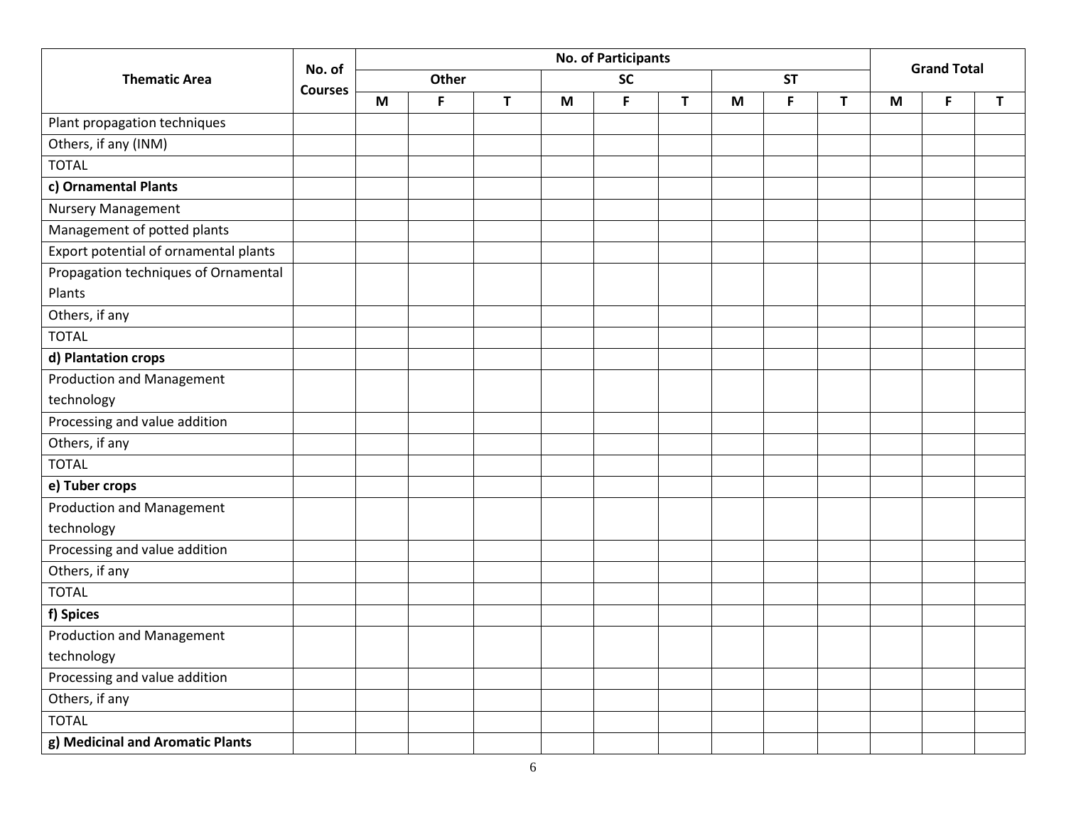| Thematic Area | No. of Courses | No. of Participants | | | | | | | | | Grand Total | | |
|---|---|---|---|---|---|---|---|---|---|---|---|---|---|
| | | Other | | | SC | | | ST | | | | | |
| | | M | F | T | M | F | T | M | F | T | M | F | T |
| Plant propagation techniques | | | | | | | | | | | | | |
| Others, if any (INM) | | | | | | | | | | | | | |
| TOTAL | | | | | | | | | | | | | |
| **c) Ornamental Plants** | | | | | | | | | | | | | |
| Nursery Management | | | | | | | | | | | | | |
| Management of potted plants | | | | | | | | | | | | | |
| Export potential of ornamental plants | | | | | | | | | | | | | |
| Propagation techniques of Ornamental Plants | | | | | | | | | | | | | |
| Others, if any | | | | | | | | | | | | | |
| TOTAL | | | | | | | | | | | | | |
| **d) Plantation crops** | | | | | | | | | | | | | |
| Production and Management technology | | | | | | | | | | | | | |
| Processing and value addition | | | | | | | | | | | | | |
| Others, if any | | | | | | | | | | | | | |
| TOTAL | | | | | | | | | | | | | |
| **e) Tuber crops** | | | | | | | | | | | | | |
| Production and Management technology | | | | | | | | | | | | | |
| Processing and value addition | | | | | | | | | | | | | |
| Others, if any | | | | | | | | | | | | | |
| TOTAL | | | | | | | | | | | | | |
| **f) Spices** | | | | | | | | | | | | | |
| Production and Management technology | | | | | | | | | | | | | |
| Processing and value addition | | | | | | | | | | | | | |
| Others, if any | | | | | | | | | | | | | |
| TOTAL | | | | | | | | | | | | | |
| **g) Medicinal and Aromatic Plants** | | | | | | | | | | | | | |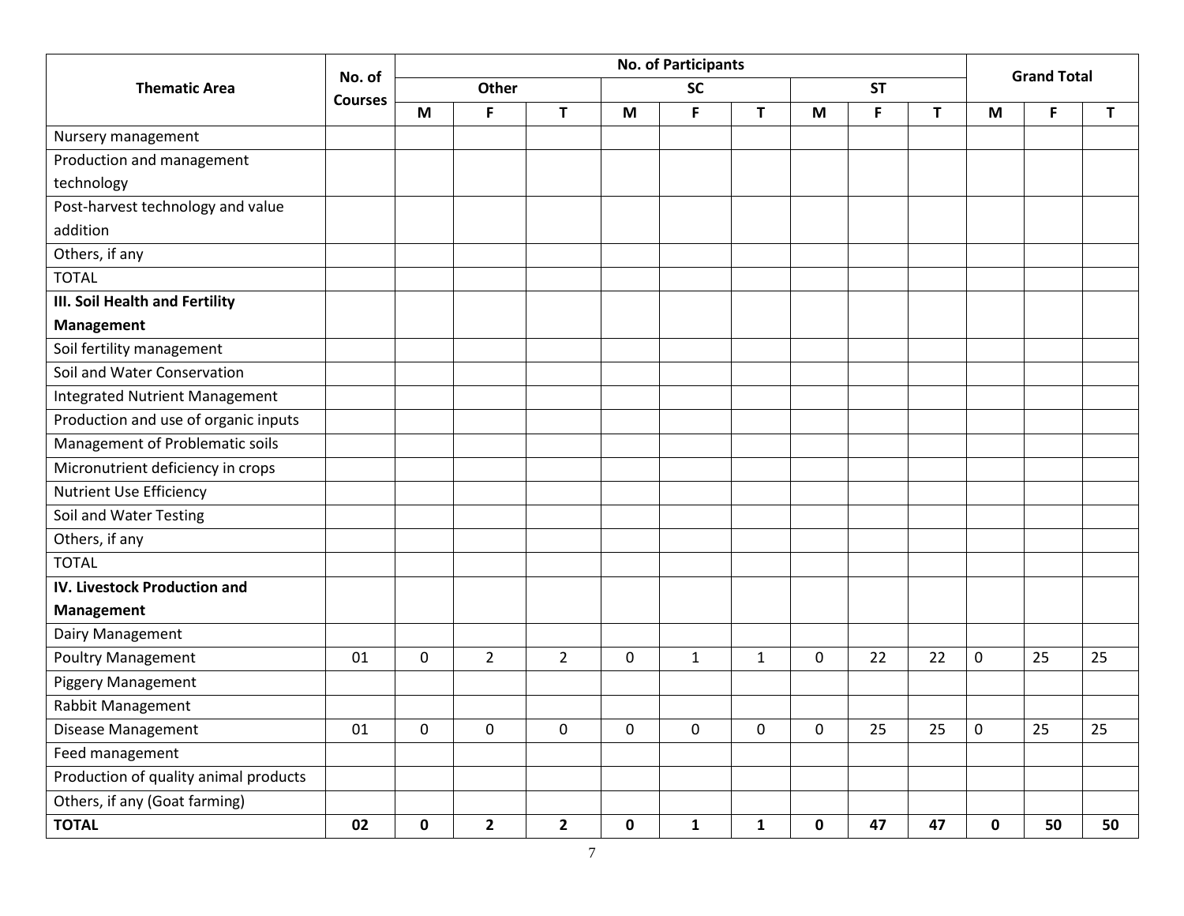| Thematic Area | No. of Courses | No. of Participants | | | | | | | | | Grand Total | | |
|---|---|---|---|---|---|---|---|---|---|---|---|---|---|
| | | Other | | | SC | | | ST | | | | | |
| | | M | F | T | M | F | T | M | F | T | M | F | T |
| Nursery management | | | | | | | | | | | | | |
| Production and management technology | | | | | | | | | | | | | |
| Post-harvest technology and value addition | | | | | | | | | | | | | |
| Others, if any | | | | | | | | | | | | | |
| TOTAL | | | | | | | | | | | | | |
| **III. Soil Health and Fertility Management** | | | | | | | | | | | | | |
| Soil fertility management | | | | | | | | | | | | | |
| Soil and Water Conservation | | | | | | | | | | | | | |
| Integrated Nutrient Management | | | | | | | | | | | | | |
| Production and use of organic inputs | | | | | | | | | | | | | |
| Management of Problematic soils | | | | | | | | | | | | | |
| Micronutrient deficiency in crops | | | | | | | | | | | | | |
| Nutrient Use Efficiency | | | | | | | | | | | | | |
| Soil and Water Testing | | | | | | | | | | | | | |
| Others, if any | | | | | | | | | | | | | |
| TOTAL | | | | | | | | | | | | | |
| **IV. Livestock Production and Management** | | | | | | | | | | | | | |
| Dairy Management | | | | | | | | | | | | | |
| Poultry Management | 01 | 0 | 2 | 2 | 0 | 1 | 1 | 0 | 22 | 22 | 0 | 25 | 25 |
| Piggery Management | | | | | | | | | | | | | |
| Rabbit Management | | | | | | | | | | | | | |
| Disease Management | 01 | 0 | 0 | 0 | 0 | 0 | 0 | 0 | 25 | 25 | 0 | 25 | 25 |
| Feed management | | | | | | | | | | | | | |
| Production of quality animal products | | | | | | | | | | | | | |
| Others, if any (Goat farming) | | | | | | | | | | | | | |
| **TOTAL** | **02** | **0** | **2** | **2** | **0** | **1** | **1** | **0** | **47** | **47** | **0** | **50** | **50** |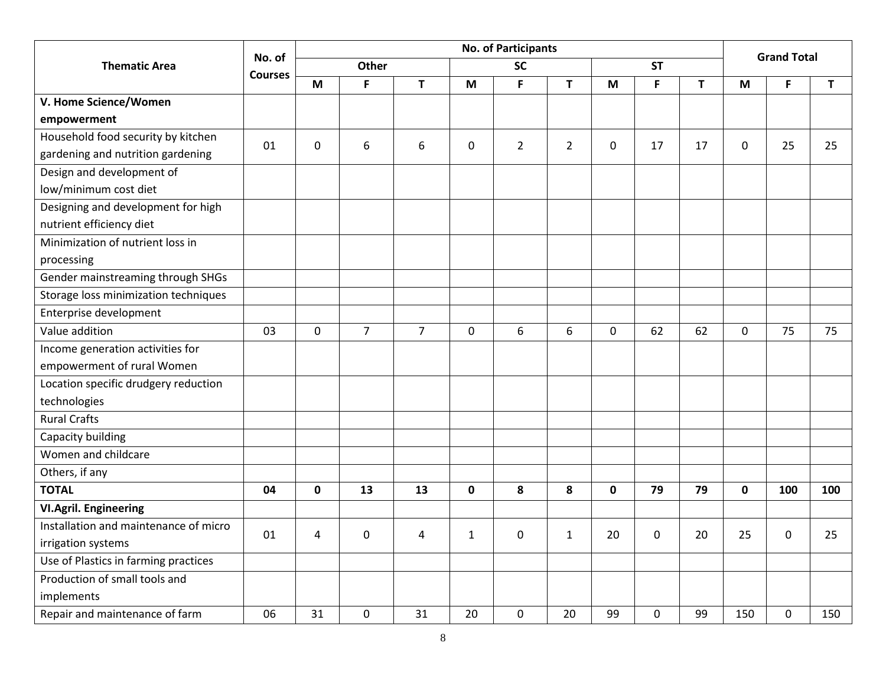| Thematic Area | No. of Courses | No. of Participants | | | | | | | | | Grand Total | | |
|---|---|---|---|---|---|---|---|---|---|---|---|---|---|
| | | Other | | | SC | | | ST | | | | | |
| | | M | F | T | M | F | T | M | F | T | M | F | T |
| **V. Home Science/Women empowerment** | | | | | | | | | | | | | |
| Household food security by kitchen gardening and nutrition gardening | 01 | 0 | 6 | 6 | 0 | 2 | 2 | 0 | 17 | 17 | 0 | 25 | 25 |
| Design and development of low/minimum cost diet | | | | | | | | | | | | | |
| Designing and development for high nutrient efficiency diet | | | | | | | | | | | | | |
| Minimization of nutrient loss in processing | | | | | | | | | | | | | |
| Gender mainstreaming through SHGs | | | | | | | | | | | | | |
| Storage loss minimization techniques | | | | | | | | | | | | | |
| Enterprise development | | | | | | | | | | | | | |
| Value addition | 03 | 0 | 7 | 7 | 0 | 6 | 6 | 0 | 62 | 62 | 0 | 75 | 75 |
| Income generation activities for empowerment of rural Women | | | | | | | | | | | | | |
| Location specific drudgery reduction technologies | | | | | | | | | | | | | |
| Rural Crafts | | | | | | | | | | | | | |
| Capacity building | | | | | | | | | | | | | |
| Women and childcare | | | | | | | | | | | | | |
| Others, if any | | | | | | | | | | | | | |
| **TOTAL** | **04** | **0** | **13** | **13** | **0** | **8** | **8** | **0** | **79** | **79** | **0** | **100** | **100** |
| **VI.Agril. Engineering** | | | | | | | | | | | | | |
| Installation and maintenance of micro irrigation systems | 01 | 4 | 0 | 4 | 1 | 0 | 1 | 20 | 0 | 20 | 25 | 0 | 25 |
| Use of Plastics in farming practices | | | | | | | | | | | | | |
| Production of small tools and implements | | | | | | | | | | | | | |
| Repair and maintenance of farm | 06 | 31 | 0 | 31 | 20 | 0 | 20 | 99 | 0 | 99 | 150 | 0 | 150 |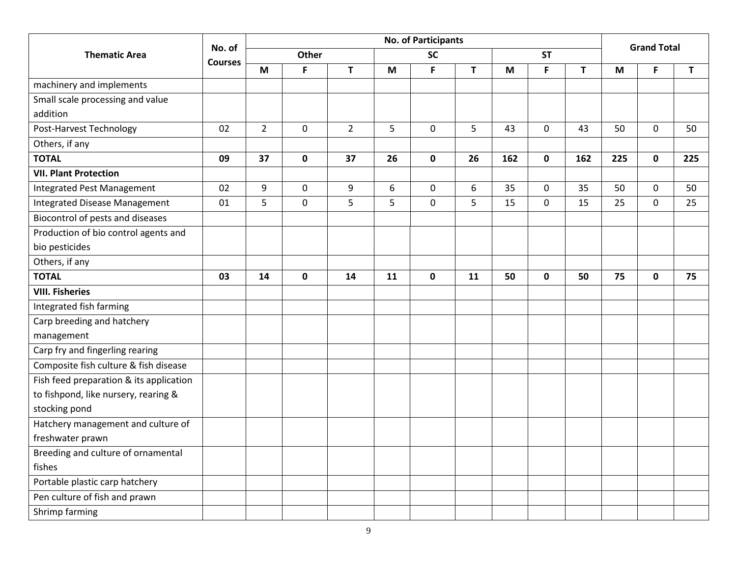| Thematic Area | No. of Courses | No. of Participants | | | | | | | | | Grand Total | | |
|---|---|---|---|---|---|---|---|---|---|---|---|---|---|
| | | Other | | | SC | | | ST | | | | | |
| | | M | F | T | M | F | T | M | F | T | M | F | T |
| machinery and implements | | | | | | | | | | | | | |
| Small scale processing and value addition | | | | | | | | | | | | | |
| Post-Harvest Technology | 02 | 2 | 0 | 2 | 5 | 0 | 5 | 43 | 0 | 43 | 50 | 0 | 50 |
| Others, if any | | | | | | | | | | | | | |
| **TOTAL** | **09** | **37** | **0** | **37** | **26** | **0** | **26** | **162** | **0** | **162** | **225** | **0** | **225** |
| **VII. Plant Protection** | | | | | | | | | | | | | |
| Integrated Pest Management | 02 | 9 | 0 | 9 | 6 | 0 | 6 | 35 | 0 | 35 | 50 | 0 | 50 |
| Integrated Disease Management | 01 | 5 | 0 | 5 | 5 | 0 | 5 | 15 | 0 | 15 | 25 | 0 | 25 |
| Biocontrol of pests and diseases | | | | | | | | | | | | | |
| Production of bio control agents and bio pesticides | | | | | | | | | | | | | |
| Others, if any | | | | | | | | | | | | | |
| **TOTAL** | **03** | **14** | **0** | **14** | **11** | **0** | **11** | **50** | **0** | **50** | **75** | **0** | **75** |
| **VIII. Fisheries** | | | | | | | | | | | | | |
| Integrated fish farming | | | | | | | | | | | | | |
| Carp breeding and hatchery management | | | | | | | | | | | | | |
| Carp fry and fingerling rearing | | | | | | | | | | | | | |
| Composite fish culture & fish disease | | | | | | | | | | | | | |
| Fish feed preparation & its application to fishpond, like nursery, rearing & stocking pond | | | | | | | | | | | | | |
| Hatchery management and culture of freshwater prawn | | | | | | | | | | | | | |
| Breeding and culture of ornamental fishes | | | | | | | | | | | | | |
| Portable plastic carp hatchery | | | | | | | | | | | | | |
| Pen culture of fish and prawn | | | | | | | | | | | | | |
| Shrimp farming | | | | | | | | | | | | | |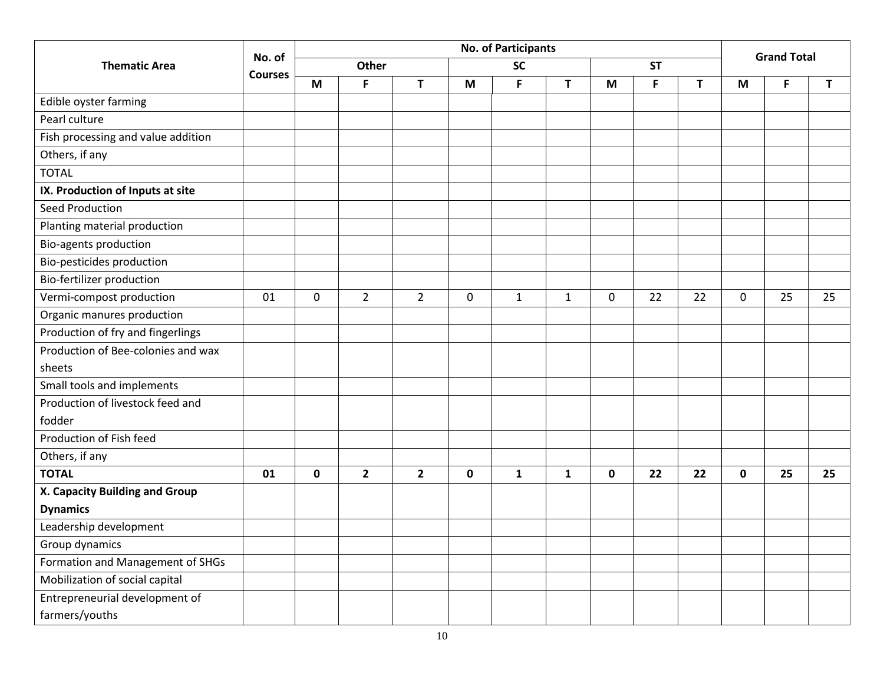| Thematic Area | No. of Courses | No. of Participants | | | | | | | | | Grand Total | | |
|---|---|---|---|---|---|---|---|---|---|---|---|---|---|
| | | Other | | | SC | | | ST | | | | | |
| | | M | F | T | M | F | T | M | F | T | M | F | T |
| Edible oyster farming | | | | | | | | | | | | | |
| Pearl culture | | | | | | | | | | | | | |
| Fish processing and value addition | | | | | | | | | | | | | |
| Others, if any | | | | | | | | | | | | | |
| TOTAL | | | | | | | | | | | | | |
| **IX. Production of Inputs at site** | | | | | | | | | | | | | |
| Seed Production | | | | | | | | | | | | | |
| Planting material production | | | | | | | | | | | | | |
| Bio-agents production | | | | | | | | | | | | | |
| Bio-pesticides production | | | | | | | | | | | | | |
| Bio-fertilizer production | | | | | | | | | | | | | |
| Vermi-compost production | 01 | 0 | 2 | 2 | 0 | 1 | 1 | 0 | 22 | 22 | 0 | 25 | 25 |
| Organic manures production | | | | | | | | | | | | | |
| Production of fry and fingerlings | | | | | | | | | | | | | |
| Production of Bee-colonies and wax sheets | | | | | | | | | | | | | |
| Small tools and implements | | | | | | | | | | | | | |
| Production of livestock feed and fodder | | | | | | | | | | | | | |
| Production of Fish feed | | | | | | | | | | | | | |
| Others, if any | | | | | | | | | | | | | |
| **TOTAL** | **01** | **0** | **2** | **2** | **0** | **1** | **1** | **0** | **22** | **22** | **0** | **25** | **25** |
| **X. Capacity Building and Group Dynamics** | | | | | | | | | | | | | |
| Leadership development | | | | | | | | | | | | | |
| Group dynamics | | | | | | | | | | | | | |
| Formation and Management of SHGs | | | | | | | | | | | | | |
| Mobilization of social capital | | | | | | | | | | | | | |
| Entrepreneurial development of farmers/youths | | | | | | | | | | | | | |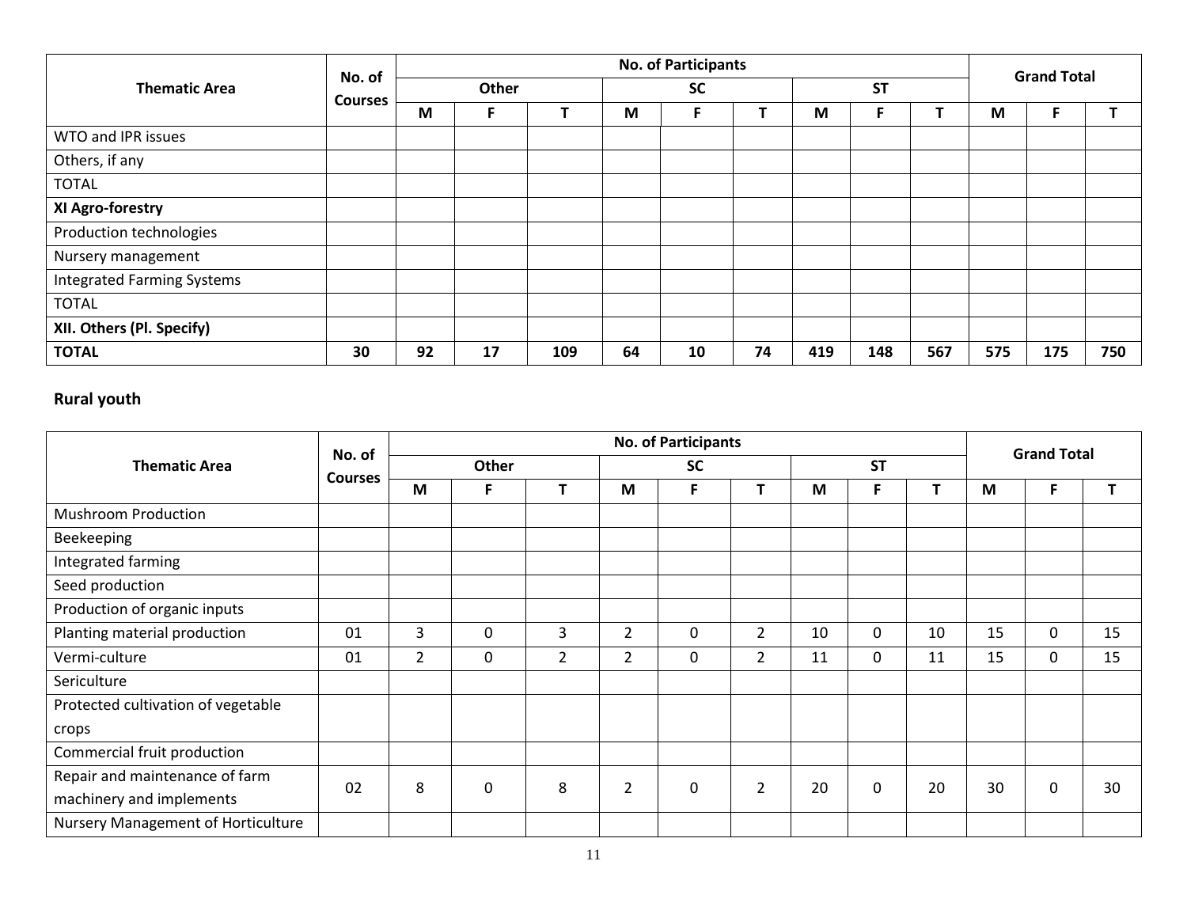| Thematic Area | No. of Courses | No. of Participants | | | | | | | | | Grand Total | | |
|---|---|---|---|---|---|---|---|---|---|---|---|---|---|
| | | Other | | | SC | | | ST | | | | | |
| | | M | F | T | M | F | T | M | F | T | M | F | T |
| WTO and IPR issues | | | | | | | | | | | | | |
| Others, if any | | | | | | | | | | | | | |
| TOTAL | | | | | | | | | | | | | |
| **XI Agro-forestry** | | | | | | | | | | | | | |
| Production technologies | | | | | | | | | | | | | |
| Nursery management | | | | | | | | | | | | | |
| Integrated Farming Systems | | | | | | | | | | | | | |
| TOTAL | | | | | | | | | | | | | |
| **XII. Others (Pl. Specify)** | | | | | | | | | | | | | |
| **TOTAL** | **30** | **92** | **17** | **109** | **64** | **10** | **74** | **419** | **148** | **567** | **575** | **175** | **750** |

**Rural youth**

| Thematic Area | No. of Courses | No. of Participants | | | | | | | | | Grand Total | | |
|---|---|---|---|---|---|---|---|---|---|---|---|---|---|
| | | Other | | | SC | | | ST | | | | | |
| | | M | F | T | M | F | T | M | F | T | M | F | T |
| Mushroom Production | | | | | | | | | | | | | |
| Beekeeping | | | | | | | | | | | | | |
| Integrated farming | | | | | | | | | | | | | |
| Seed production | | | | | | | | | | | | | |
| Production of organic inputs | | | | | | | | | | | | | |
| Planting material production | 01 | 3 | 0 | 3 | 2 | 0 | 2 | 10 | 0 | 10 | 15 | 0 | 15 |
| Vermi-culture | 01 | 2 | 0 | 2 | 2 | 0 | 2 | 11 | 0 | 11 | 15 | 0 | 15 |
| Sericulture | | | | | | | | | | | | | |
| Protected cultivation of vegetable crops | | | | | | | | | | | | | |
| Commercial fruit production | | | | | | | | | | | | | |
| Repair and maintenance of farm machinery and implements | 02 | 8 | 0 | 8 | 2 | 0 | 2 | 20 | 0 | 20 | 30 | 0 | 30 |
| Nursery Management of Horticulture | | | | | | | | | | | | | |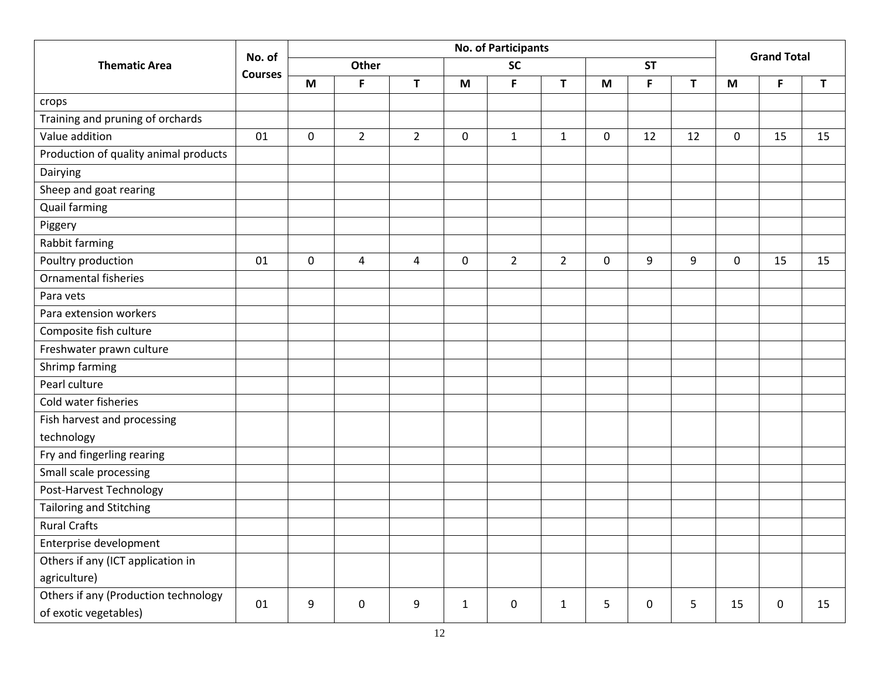| Thematic Area | No. of Courses | No. of Participants | | | | | | | | | Grand Total | | |
|---|---|---|---|---|---|---|---|---|---|---|---|---|---|
| | | Other | | | SC | | | ST | | | | | |
| | | M | F | T | M | F | T | M | F | T | M | F | T |
| crops | | | | | | | | | | | | | |
| Training and pruning of orchards | | | | | | | | | | | | | |
| Value addition | 01 | 0 | 2 | 2 | 0 | 1 | 1 | 0 | 12 | 12 | 0 | 15 | 15 |
| Production of quality animal products | | | | | | | | | | | | | |
| Dairying | | | | | | | | | | | | | |
| Sheep and goat rearing | | | | | | | | | | | | | |
| Quail farming | | | | | | | | | | | | | |
| Piggery | | | | | | | | | | | | | |
| Rabbit farming | | | | | | | | | | | | | |
| Poultry production | 01 | 0 | 4 | 4 | 0 | 2 | 2 | 0 | 9 | 9 | 0 | 15 | 15 |
| Ornamental fisheries | | | | | | | | | | | | | |
| Para vets | | | | | | | | | | | | | |
| Para extension workers | | | | | | | | | | | | | |
| Composite fish culture | | | | | | | | | | | | | |
| Freshwater prawn culture | | | | | | | | | | | | | |
| Shrimp farming | | | | | | | | | | | | | |
| Pearl culture | | | | | | | | | | | | | |
| Cold water fisheries | | | | | | | | | | | | | |
| Fish harvest and processing technology | | | | | | | | | | | | | |
| Fry and fingerling rearing | | | | | | | | | | | | | |
| Small scale processing | | | | | | | | | | | | | |
| Post-Harvest Technology | | | | | | | | | | | | | |
| Tailoring and Stitching | | | | | | | | | | | | | |
| Rural Crafts | | | | | | | | | | | | | |
| Enterprise development | | | | | | | | | | | | | |
| Others if any (ICT application in agriculture) | | | | | | | | | | | | | |
| Others if any (Production technology of exotic vegetables) | 01 | 9 | 0 | 9 | 1 | 0 | 1 | 5 | 0 | 5 | 15 | 0 | 15 |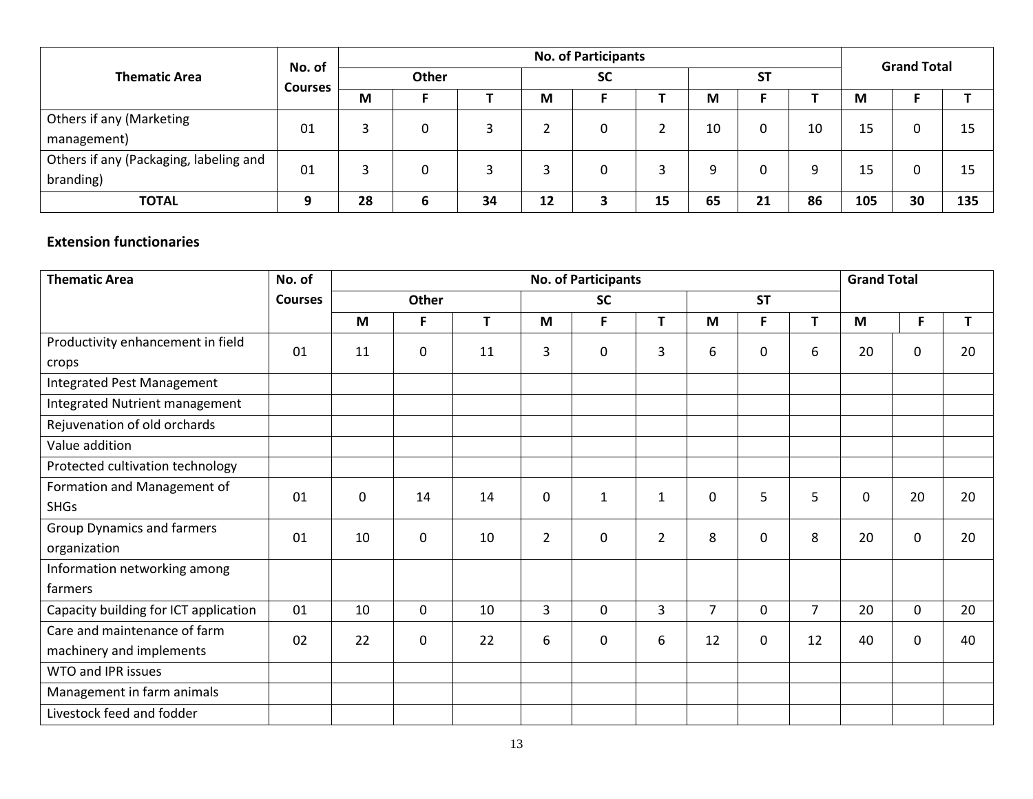| Thematic Area | No. of Courses | No. of Participants | | | | | | | | | Grand Total | | |
|---|---|---|---|---|---|---|---|---|---|---|---|---|---|
| | | Other | | | SC | | | ST | | | | | |
| | | M | F | T | M | F | T | M | F | T | M | F | T |
| Others if any (Marketing management) | 01 | 3 | 0 | 3 | 2 | 0 | 2 | 10 | 0 | 10 | 15 | 0 | 15 |
| Others if any (Packaging, labeling and branding) | 01 | 3 | 0 | 3 | 3 | 0 | 3 | 9 | 0 | 9 | 15 | 0 | 15 |
| **TOTAL** | **9** | **28** | **6** | **34** | **12** | **3** | **15** | **65** | **21** | **86** | **105** | **30** | **135** |

## Extension functionaries

| Thematic Area | No. of Courses | No. of Participants | | | | | | | | | Grand Total | | |
|---|---|---|---|---|---|---|---|---|---|---|---|---|---|
| | | Other | | | SC | | | ST | | | | | |
| | | M | F | T | M | F | T | M | F | T | M | F | T |
| Productivity enhancement in field crops | 01 | 11 | 0 | 11 | 3 | 0 | 3 | 6 | 0 | 6 | 20 | 0 | 20 |
| Integrated Pest Management | | | | | | | | | | | | | |
| Integrated Nutrient management | | | | | | | | | | | | | |
| Rejuvenation of old orchards | | | | | | | | | | | | | |
| Value addition | | | | | | | | | | | | | |
| Protected cultivation technology | | | | | | | | | | | | | |
| Formation and Management of SHGs | 01 | 0 | 14 | 14 | 0 | 1 | 1 | 0 | 5 | 5 | 0 | 20 | 20 |
| Group Dynamics and farmers organization | 01 | 10 | 0 | 10 | 2 | 0 | 2 | 8 | 0 | 8 | 20 | 0 | 20 |
| Information networking among farmers | | | | | | | | | | | | | |
| Capacity building for ICT application | 01 | 10 | 0 | 10 | 3 | 0 | 3 | 7 | 0 | 7 | 20 | 0 | 20 |
| Care and maintenance of farm machinery and implements | 02 | 22 | 0 | 22 | 6 | 0 | 6 | 12 | 0 | 12 | 40 | 0 | 40 |
| WTO and IPR issues | | | | | | | | | | | | | |
| Management in farm animals | | | | | | | | | | | | | |
| Livestock feed and fodder | | | | | | | | | | | | | |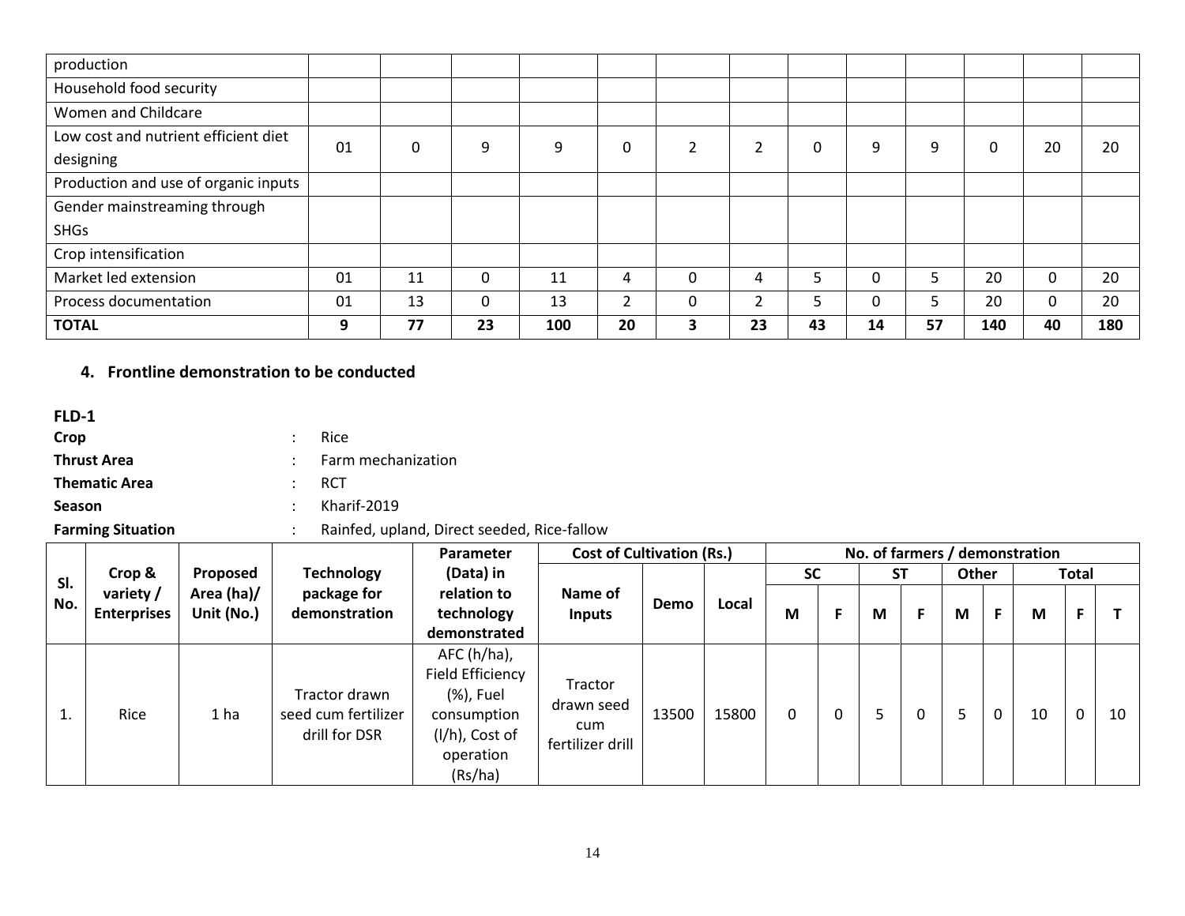| production | | | | | | | | | | | | | |
|---|---|---|---|---|---|---|---|---|---|---|---|---|---|
| Household food security | | | | | | | | | | | | | |
| Women and Childcare | | | | | | | | | | | | | |
| Low cost and nutrient efficient diet designing | 01 | 0 | 9 | 9 | 0 | 2 | 2 | 0 | 9 | 9 | 0 | 20 | 20 |
| Production and use of organic inputs | | | | | | | | | | | | | |
| Gender mainstreaming through SHGs | | | | | | | | | | | | | |
| Crop intensification | | | | | | | | | | | | | |
| Market led extension | 01 | 11 | 0 | 11 | 4 | 0 | 4 | 5 | 0 | 5 | 20 | 0 | 20 |
| Process documentation | 01 | 13 | 0 | 13 | 2 | 0 | 2 | 5 | 0 | 5 | 20 | 0 | 20 |
| **TOTAL** | **9** | **77** | **23** | **100** | **20** | **3** | **23** | **43** | **14** | **57** | **140** | **40** | **180** |

## 4. Frontline demonstration to be conducted

**FLD-1**

**Crop** : Rice

**Thrust Area** : Farm mechanization

**Thematic Area** : RCT

**Season** : Kharif-2019

**Farming Situation** : Rainfed, upland, Direct seeded, Rice-fallow

| Sl. No. | Crop & variety / Enterprises | Proposed Area (ha)/ Unit (No.) | Technology package for demonstration | Parameter (Data) in relation to technology demonstrated | Cost of Cultivation (Rs.) | | | No. of farmers / demonstration | | | | | | | | |
|---|---|---|---|---|---|---|---|---|---|---|---|---|---|---|---|---|
| | | | | | Name of Inputs | Demo | Local | SC | | ST | | Other | | Total | | |
| | | | | | | | | M | F | M | F | M | F | M | F | T |
| 1. | Rice | 1 ha | Tractor drawn seed cum fertilizer drill for DSR | AFC (h/ha), Field Efficiency (%), Fuel consumption (l/h), Cost of operation (Rs/ha) | Tractor drawn seed cum fertilizer drill | 13500 | 15800 | 0 | 0 | 5 | 0 | 5 | 0 | 10 | 0 | 10 |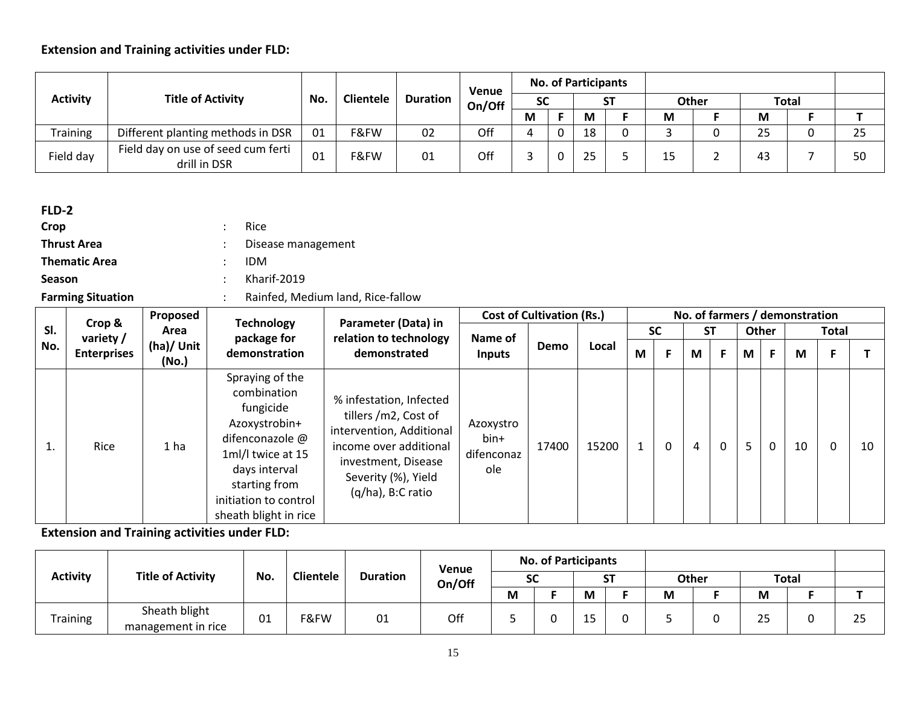**Extension and Training activities under FLD:**

| Activity | Title of Activity | No. | Clientele | Duration | Venue On/Off | No. of Participants | | | | | | | | |
|---|---|---|---|---|---|---|---|---|---|---|---|---|---|---|
| | | | | | | SC | | ST | | Other | | Total | | |
| | | | | | | M | F | M | F | M | F | M | F | T |
| Training | Different planting methods in DSR | 01 | F&FW | 02 | Off | 4 | 0 | 18 | 0 | 3 | 0 | 25 | 0 | 25 |
| Field day | Field day on use of seed cum ferti drill in DSR | 01 | F&FW | 01 | Off | 3 | 0 | 25 | 5 | 15 | 2 | 43 | 7 | 50 |

**FLD-2**

**Crop** : Rice
**Thrust Area** : Disease management
**Thematic Area** : IDM
**Season** : Kharif-2019
**Farming Situation** : Rainfed, Medium land, Rice-fallow

| Sl. No. | Crop & variety / Enterprises | Proposed Area (ha)/ Unit (No.) | Technology package for demonstration | Parameter (Data) in relation to technology demonstrated | Cost of Cultivation (Rs.) | | | No. of farmers / demonstration | | | | | | | | |
|---|---|---|---|---|---|---|---|---|---|---|---|---|---|---|---|---|
| | | | | | Name of Inputs | Demo | Local | SC | | ST | | Other | | Total | | |
| | | | | | | | | M | F | M | F | M | F | M | F | T |
| 1. | Rice | 1 ha | Spraying of the combination fungicide Azoxystrobin+ difenconazole @ 1ml/l twice at 15 days interval starting from initiation to control sheath blight in rice | % infestation, Infected tillers /m2, Cost of intervention, Additional income over additional investment, Disease Severity (%), Yield (q/ha), B:C ratio | Azoxystrobin+ difenconazole | 17400 | 15200 | 1 | 0 | 4 | 0 | 5 | 0 | 10 | 0 | 10 |

**Extension and Training activities under FLD:**

| Activity | Title of Activity | No. | Clientele | Duration | Venue On/Off | No. of Participants | | | | | | | | |
|---|---|---|---|---|---|---|---|---|---|---|---|---|---|---|
| | | | | | | SC | | ST | | Other | | Total | | |
| | | | | | | M | F | M | F | M | F | M | F | T |
| Training | Sheath blight management in rice | 01 | F&FW | 01 | Off | 5 | 0 | 15 | 0 | 5 | 0 | 25 | 0 | 25 |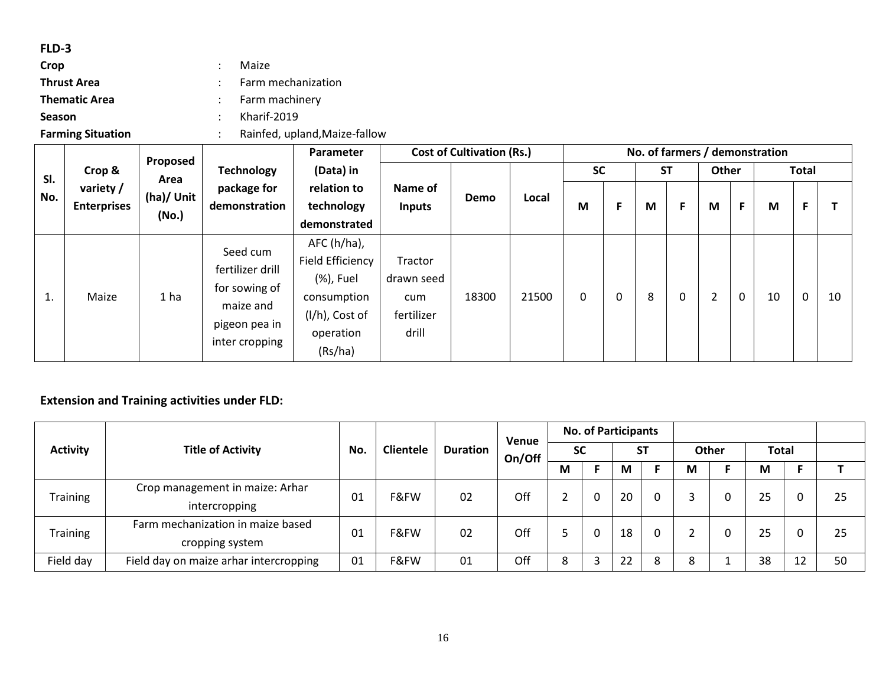**FLD-3**

**Crop** : Maize

**Thrust Area** : Farm mechanization

**Thematic Area** : Farm machinery

**Season** : Kharif-2019

**Farming Situation** : Rainfed, upland,Maize-fallow

| Sl. No. | Crop & variety / Enterprises | Proposed Area (ha)/ Unit (No.) | Technology package for demonstration | Parameter (Data) in relation to technology demonstrated | Cost of Cultivation (Rs.) | | | No. of farmers / demonstration | | | | | | | | |
|---|---|---|---|---|---|---|---|---|---|---|---|---|---|---|---|---|
| | | | | | Name of Inputs | Demo | Local | SC | | ST | | Other | | Total | | |
| | | | | | | | | M | F | M | F | M | F | M | F | T |
| 1. | Maize | 1 ha | Seed cum fertilizer drill for sowing of maize and pigeon pea in inter cropping | AFC (h/ha), Field Efficiency (%), Fuel consumption (l/h), Cost of operation (Rs/ha) | Tractor drawn seed cum fertilizer drill | 18300 | 21500 | 0 | 0 | 8 | 0 | 2 | 0 | 10 | 0 | 10 |

**Extension and Training activities under FLD:**

| Activity | Title of Activity | No. | Clientele | Duration | Venue On/Off | No. of Participants | | | | | | | | |
|---|---|---|---|---|---|---|---|---|---|---|---|---|---|---|
| | | | | | | SC | | ST | | Other | | Total | | |
| | | | | | | M | F | M | F | M | F | M | F | T |
| Training | Crop management in maize: Arhar intercropping | 01 | F&FW | 02 | Off | 2 | 0 | 20 | 0 | 3 | 0 | 25 | 0 | 25 |
| Training | Farm mechanization in maize based cropping system | 01 | F&FW | 02 | Off | 5 | 0 | 18 | 0 | 2 | 0 | 25 | 0 | 25 |
| Field day | Field day on maize arhar intercropping | 01 | F&FW | 01 | Off | 8 | 3 | 22 | 8 | 8 | 1 | 38 | 12 | 50 |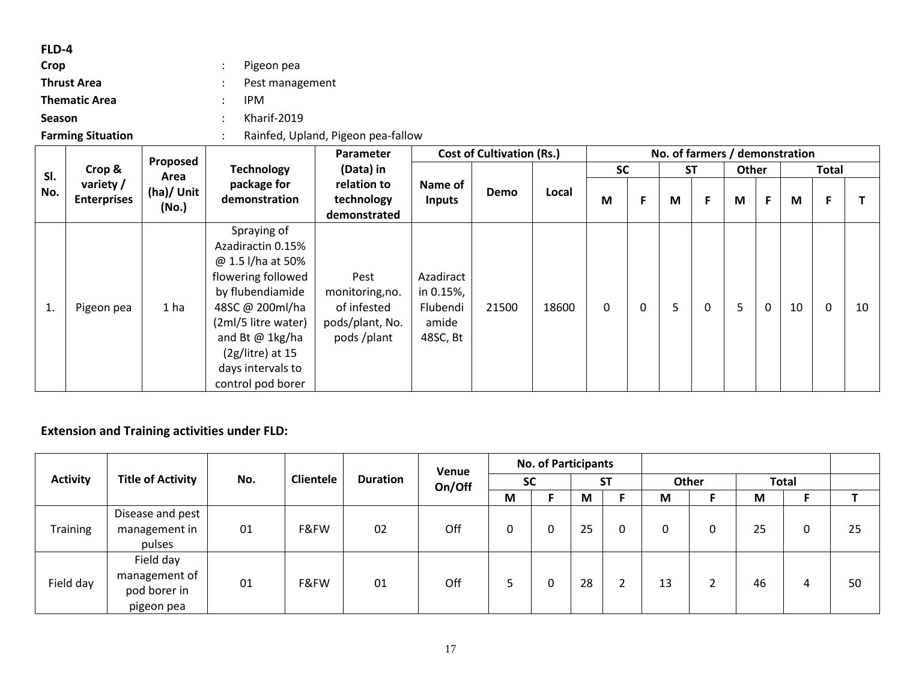**FLD-4**

**Crop** : Pigeon pea
**Thrust Area** : Pest management
**Thematic Area** : IPM
**Season** : Kharif-2019
**Farming Situation** : Rainfed, Upland, Pigeon pea-fallow

| Sl. No. | Crop & variety / Enterprises | Proposed Area (ha)/ Unit (No.) | Technology package for demonstration | Parameter (Data) in relation to technology demonstrated | Cost of Cultivation (Rs.) | | | No. of farmers / demonstration | | | | | | | | |
|---|---|---|---|---|---|---|---|---|---|---|---|---|---|---|---|---|
| | | | | | | | | SC | | ST | | Other | | Total | | |
| | | | | | Name of Inputs | Demo | Local | M | F | M | F | M | F | M | F | T |
| 1. | Pigeon pea | 1 ha | Spraying of Azadiractin 0.15% @ 1.5 l/ha at 50% flowering followed by flubendiamide 48SC @ 200ml/ha (2ml/5 litre water) and Bt @ 1kg/ha (2g/litre) at 15 days intervals to control pod borer | Pest monitoring,no. of infested pods/plant, No. pods /plant | Azadiractin 0.15%, Flubendiamide 48SC, Bt | 21500 | 18600 | 0 | 0 | 5 | 0 | 5 | 0 | 10 | 0 | 10 |

**Extension and Training activities under FLD:**

| Activity | Title of Activity | No. | Clientele | Duration | Venue On/Off | No. of Participants | | | | | | | | |
|---|---|---|---|---|---|---|---|---|---|---|---|---|---|---|
| | | | | | | SC | | ST | | Other | | Total | | |
| | | | | | | M | F | M | F | M | F | M | F | T |
| Training | Disease and pest management in pulses | 01 | F&FW | 02 | Off | 0 | 0 | 25 | 0 | 0 | 0 | 25 | 0 | 25 |
| Field day | Field day management of pod borer in pigeon pea | 01 | F&FW | 01 | Off | 5 | 0 | 28 | 2 | 13 | 2 | 46 | 4 | 50 |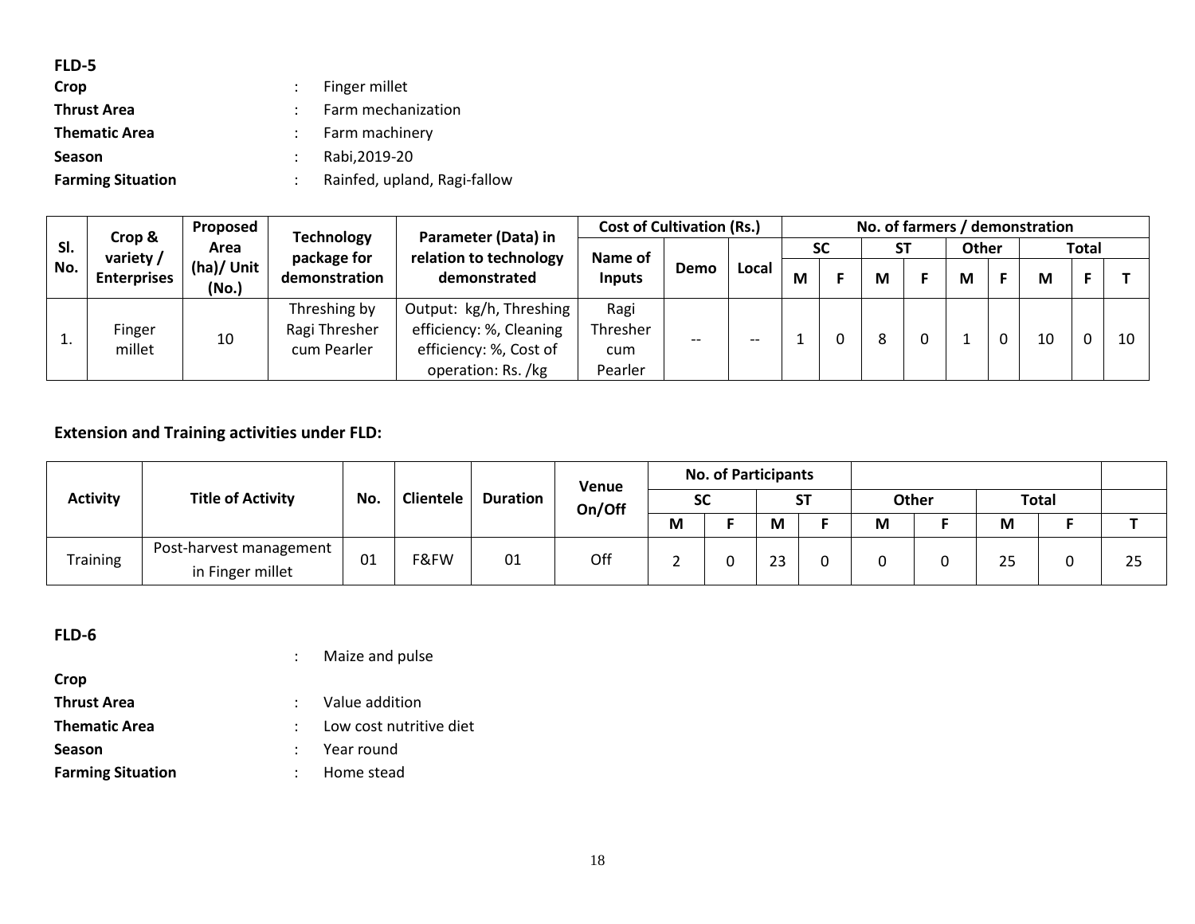**FLD-5**

**Crop** : Finger millet

**Thrust Area** : Farm mechanization

**Thematic Area** : Farm machinery

**Season** : Rabi,2019-20

**Farming Situation** : Rainfed, upland, Ragi-fallow

| Sl. No. | Crop & variety / Enterprises | Proposed Area (ha)/ Unit (No.) | Technology package for demonstration | Parameter (Data) in relation to technology demonstrated | Cost of Cultivation (Rs.) | | | No. of farmers / demonstration | | | | | | | | |
|---|---|---|---|---|---|---|---|---|---|---|---|---|---|---|---|---|
| | | | | | Name of Inputs | Demo | Local | SC | | ST | | Other | | Total | | |
| | | | | | | | | M | F | M | F | M | F | M | F | T |
| 1. | Finger millet | 10 | Threshing by Ragi Thresher cum Pearler | Output: kg/h, Threshing efficiency: %, Cleaning efficiency: %, Cost of operation: Rs. /kg | Ragi Thresher cum Pearler | -- | -- | 1 | 0 | 8 | 0 | 1 | 0 | 10 | 0 | 10 |

**Extension and Training activities under FLD:**

| Activity | Title of Activity | No. | Clientele | Duration | Venue On/Off | No. of Participants | | | | | | | | |
|---|---|---|---|---|---|---|---|---|---|---|---|---|---|---|
| | | | | | | SC | | ST | | Other | | Total | | |
| | | | | | | M | F | M | F | M | F | M | F | T |
| Training | Post-harvest management in Finger millet | 01 | F&FW | 01 | Off | 2 | 0 | 23 | 0 | 0 | 0 | 25 | 0 | 25 |

**FLD-6**

**Crop** : Maize and pulse

**Thrust Area** : Value addition

**Thematic Area** : Low cost nutritive diet

**Season** : Year round

**Farming Situation** : Home stead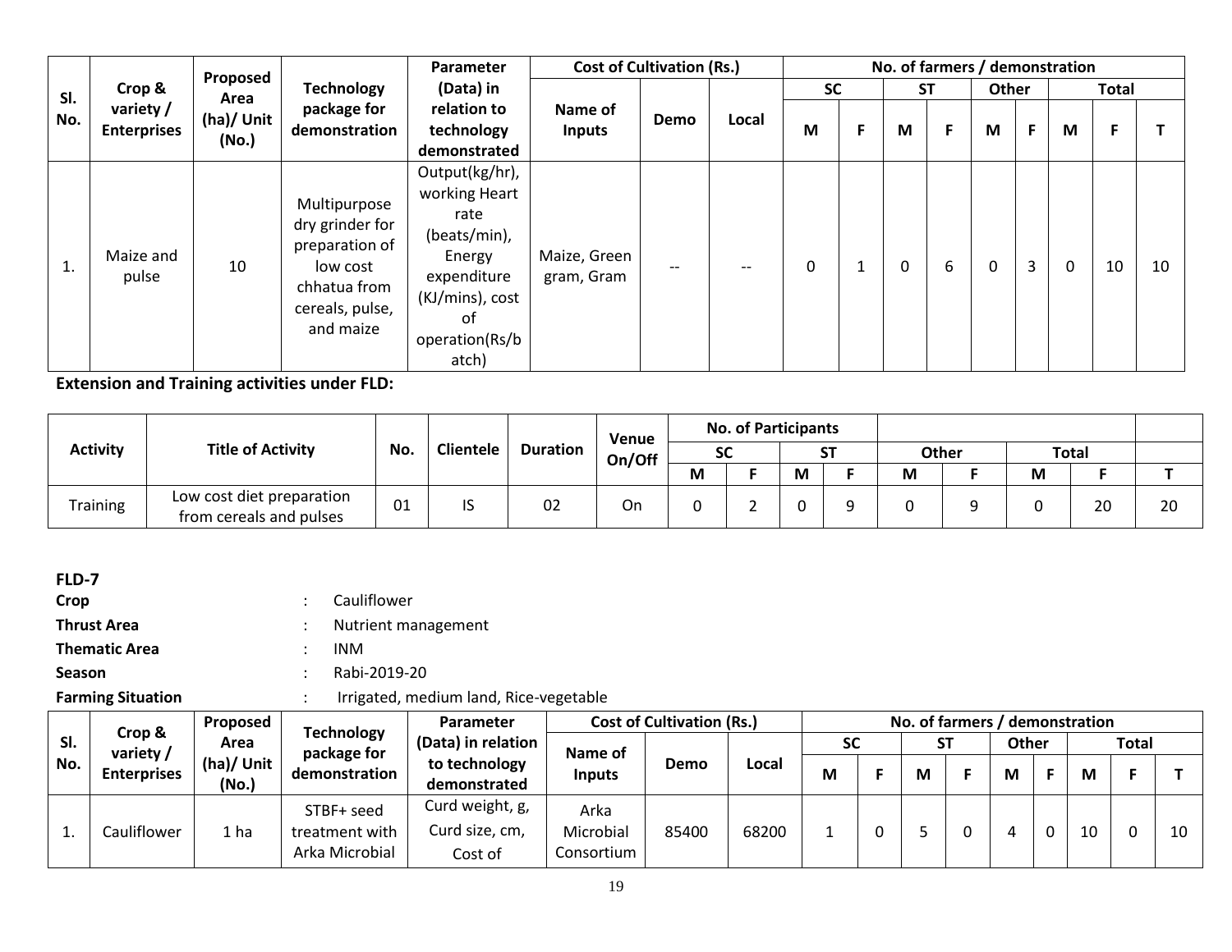| Sl. No. | Crop & variety / Enterprises | Proposed Area (ha)/ Unit (No.) | Technology package for demonstration | Parameter (Data) in relation to technology demonstrated | Cost of Cultivation (Rs.) | | | No. of farmers / demonstration | | | | | | | | |
|---|---|---|---|---|---|---|---|---|---|---|---|---|---|---|---|---|
| | | | | | | | | SC | | ST | | Other | | Total | | |
| | | | | | Name of Inputs | Demo | Local | M | F | M | F | M | F | M | F | T |
| 1. | Maize and pulse | 10 | Multipurpose dry grinder for preparation of low cost chhatua from cereals, pulse, and maize | Output(kg/hr), working Heart rate (beats/min), Energy expenditure (KJ/mins), cost of operation(Rs/batch) | Maize, Green gram, Gram | -- | -- | 0 | 1 | 0 | 6 | 0 | 3 | 0 | 10 | 10 |

**Extension and Training activities under FLD:**

| Activity | Title of Activity | No. | Clientele | Duration | Venue On/Off | No. of Participants | | | | | | | | |
|---|---|---|---|---|---|---|---|---|---|---|---|---|---|---|
| | | | | | | SC | | ST | | Other | | Total | | |
| | | | | | | M | F | M | F | M | F | M | F | T |
| Training | Low cost diet preparation from cereals and pulses | 01 | IS | 02 | On | 0 | 2 | 0 | 9 | 0 | 9 | 0 | 20 | 20 |

**FLD-7**

**Crop** : Cauliflower

**Thrust Area** : Nutrient management

**Thematic Area** : INM

**Season** : Rabi-2019-20

**Farming Situation** : Irrigated, medium land, Rice-vegetable

| Sl. No. | Crop & variety / Enterprises | Proposed Area (ha)/ Unit (No.) | Technology package for demonstration | Parameter (Data) in relation to technology demonstrated | Cost of Cultivation (Rs.) | | | No. of farmers / demonstration | | | | | | | | |
|---|---|---|---|---|---|---|---|---|---|---|---|---|---|---|---|---|
| | | | | | | | | SC | | ST | | Other | | Total | | |
| | | | | | Name of Inputs | Demo | Local | M | F | M | F | M | F | M | F | T |
| 1. | Cauliflower | 1 ha | STBF+ seed treatment with Arka Microbial | Curd weight, g, Curd size, cm, Cost of | Arka Microbial Consortium | 85400 | 68200 | 1 | 0 | 5 | 0 | 4 | 0 | 10 | 0 | 10 |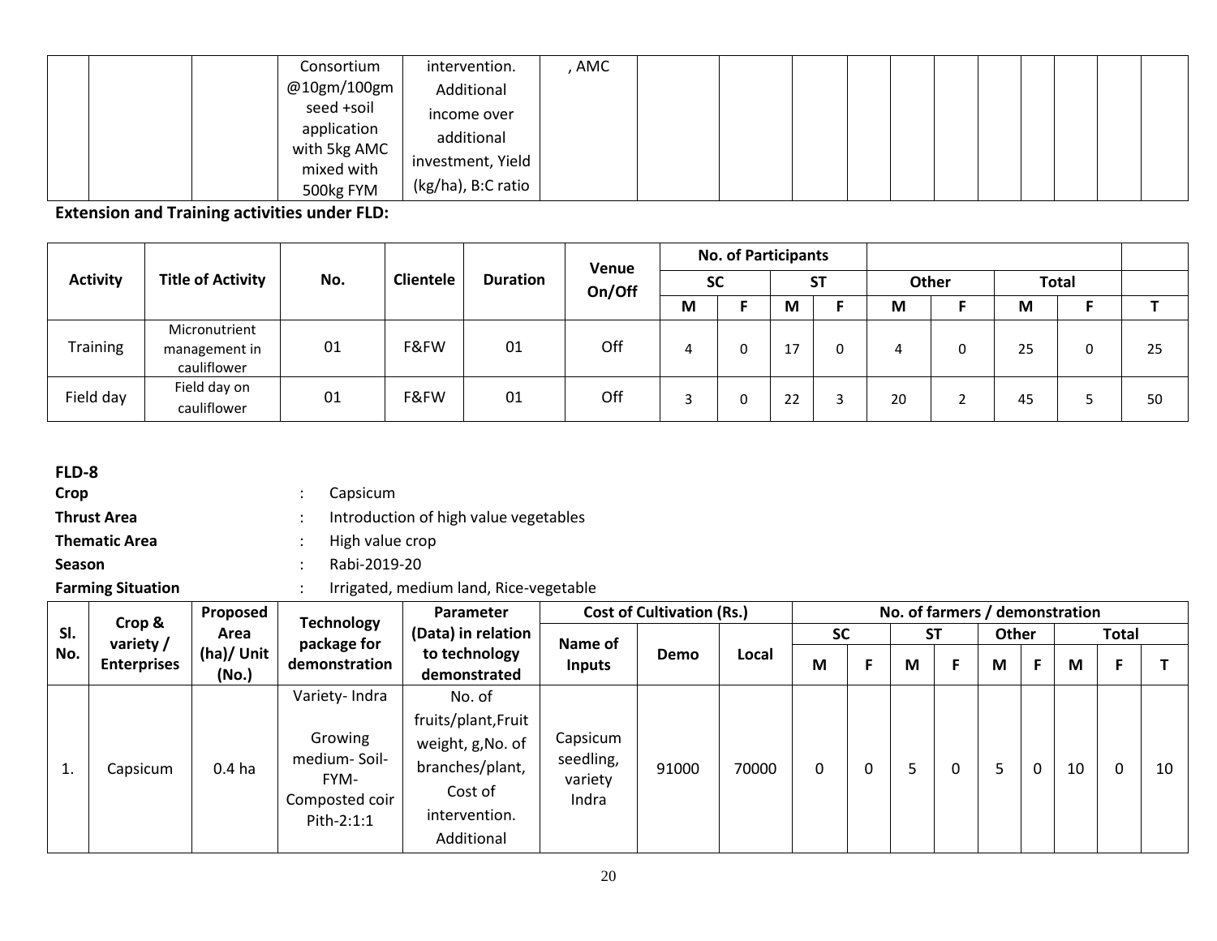| | | | Consortium @10gm/100gm seed +soil application with 5kg AMC mixed with 500kg FYM | intervention. Additional income over additional investment, Yield (kg/ha), B:C ratio | , AMC | | | | | | | | | | |
|---|---|---|---|---|---|---|---|---|---|---|---|---|---|---|---|

**Extension and Training activities under FLD:**

| Activity | Title of Activity | No. | Clientele | Duration | Venue On/Off | No. of Participants | | | | | | | | |
|---|---|---|---|---|---|---|---|---|---|---|---|---|---|---|
| | | | | | | SC | | ST | | Other | | Total | | |
| | | | | | | M | F | M | F | M | F | M | F | T |
| Training | Micronutrient management in cauliflower | 01 | F&FW | 01 | Off | 4 | 0 | 17 | 0 | 4 | 0 | 25 | 0 | 25 |
| Field day | Field day on cauliflower | 01 | F&FW | 01 | Off | 3 | 0 | 22 | 3 | 20 | 2 | 45 | 5 | 50 |

**FLD-8**

**Crop** : Capsicum

**Thrust Area** : Introduction of high value vegetables

**Thematic Area** : High value crop

**Season** : Rabi-2019-20

**Farming Situation** : Irrigated, medium land, Rice-vegetable

| Sl. No. | Crop & variety / Enterprises | Proposed Area (ha)/ Unit (No.) | Technology package for demonstration | Parameter (Data) in relation to technology demonstrated | Cost of Cultivation (Rs.) | | | No. of farmers / demonstration | | | | | | | | |
|---|---|---|---|---|---|---|---|---|---|---|---|---|---|---|---|---|
| | | | | | Name of Inputs | Demo | Local | SC | | ST | | Other | | Total | | |
| | | | | | | | | M | F | M | F | M | F | M | F | T |
| 1. | Capsicum | 0.4 ha | Variety- Indra<br><br>Growing medium- Soil-FYM-Composted coir Pith-2:1:1 | No. of fruits/plant,Fruit weight, g,No. of branches/plant, Cost of intervention. Additional | Capsicum seedling, variety Indra | 91000 | 70000 | 0 | 0 | 5 | 0 | 5 | 0 | 10 | 0 | 10 |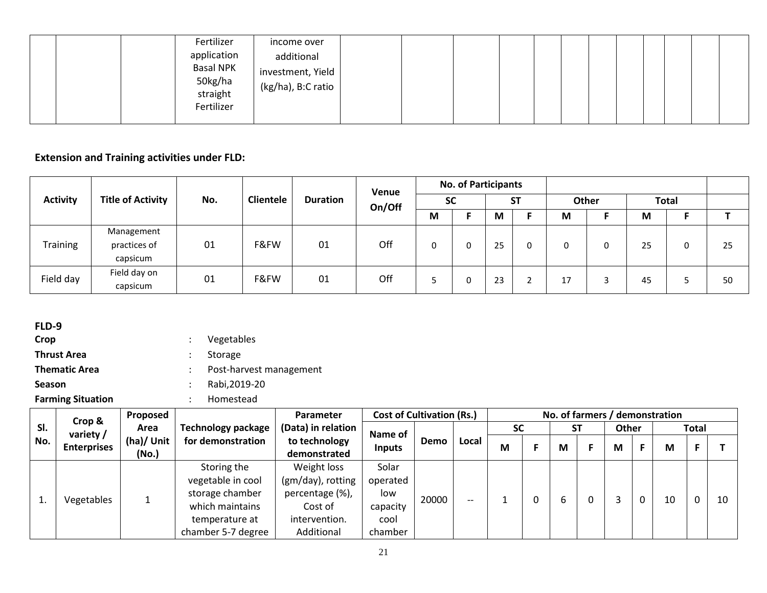| | | | Fertilizer application Basal NPK 50kg/ha straight Fertilizer | income over additional investment, Yield (kg/ha), B:C ratio | | | | | | | | | | | |
|---|---|---|---|---|---|---|---|---|---|---|---|---|---|---|---|

**Extension and Training activities under FLD:**

| Activity | Title of Activity | No. | Clientele | Duration | Venue On/Off | No. of Participants | | | | | | | | |
|---|---|---|---|---|---|---|---|---|---|---|---|---|---|---|
| | | | | | | SC | | ST | | Other | | Total | | |
| | | | | | | M | F | M | F | M | F | M | F | T |
| Training | Management practices of capsicum | 01 | F&FW | 01 | Off | 0 | 0 | 25 | 0 | 0 | 0 | 25 | 0 | 25 |
| Field day | Field day on capsicum | 01 | F&FW | 01 | Off | 5 | 0 | 23 | 2 | 17 | 3 | 45 | 5 | 50 |

**FLD-9**

**Crop** : Vegetables

**Thrust Area** : Storage

**Thematic Area** : Post-harvest management

**Season** : Rabi,2019-20

**Farming Situation** : Homestead

| Sl. No. | Crop & variety / Enterprises | Proposed Area (ha)/ Unit (No.) | Technology package for demonstration | Parameter (Data) in relation to technology demonstrated | Cost of Cultivation (Rs.) | | | No. of farmers / demonstration | | | | | | | | |
|---|---|---|---|---|---|---|---|---|---|---|---|---|---|---|---|---|
| | | | | | Name of Inputs | Demo | Local | SC | | ST | | Other | | Total | | |
| | | | | | | | | M | F | M | F | M | F | M | F | T |
| 1. | Vegetables | 1 | Storing the vegetable in cool storage chamber which maintains temperature at chamber 5-7 degree | Weight loss (gm/day), rotting percentage (%), Cost of intervention. Additional | Solar operated low capacity cool chamber | 20000 | -- | 1 | 0 | 6 | 0 | 3 | 0 | 10 | 0 | 10 |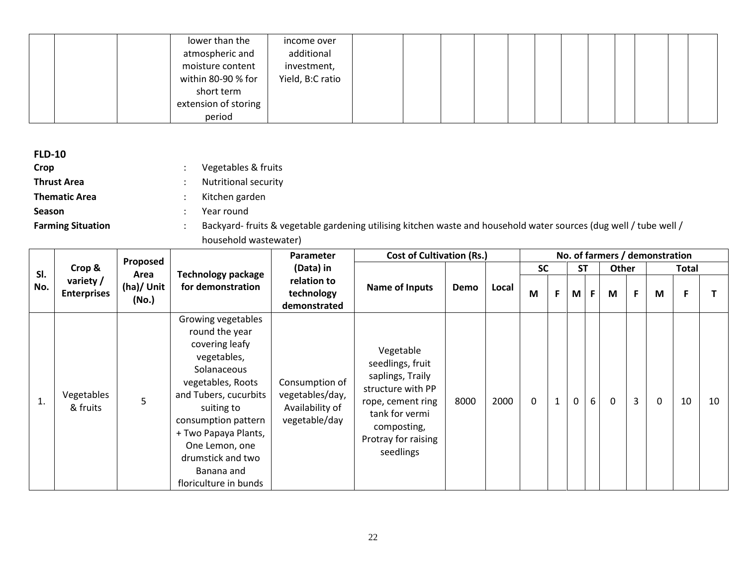| | | | lower than the atmospheric and moisture content within 80-90 % for short term extension of storing period | income over additional investment, Yield, B:C ratio | | | | | | | | | | | | |
|---|---|---|---|---|---|---|---|---|---|---|---|---|---|---|---|---|

**FLD-10**

**Crop** : Vegetables & fruits

**Thrust Area** : Nutritional security

**Thematic Area** : Kitchen garden

**Season** : Year round

**Farming Situation** : Backyard- fruits & vegetable gardening utilising kitchen waste and household water sources (dug well / tube well / household wastewater)

| Sl. No. | Crop & variety / Enterprises | Proposed Area (ha)/ Unit (No.) | Technology package for demonstration | Parameter (Data) in relation to technology demonstrated | Cost of Cultivation (Rs.) | | | No. of farmers / demonstration | | | | | | | | |
|---|---|---|---|---|---|---|---|---|---|---|---|---|---|---|---|---|
| | | | | | Name of Inputs | Demo | Local | SC | | ST | | Other | | Total | | |
| | | | | | | | | M | F | M | F | M | F | M | F | T |
| 1. | Vegetables & fruits | 5 | Growing vegetables round the year covering leafy vegetables, Solanaceous vegetables, Roots and Tubers, cucurbits suiting to consumption pattern + Two Papaya Plants, One Lemon, one drumstick and two Banana and floriculture in bunds | Consumption of vegetables/day, Availability of vegetable/day | Vegetable seedlings, fruit saplings, Traily structure with PP rope, cement ring tank for vermi composting, Protray for raising seedlings | 8000 | 2000 | 0 | 1 | 0 | 6 | 0 | 3 | 0 | 10 | 10 |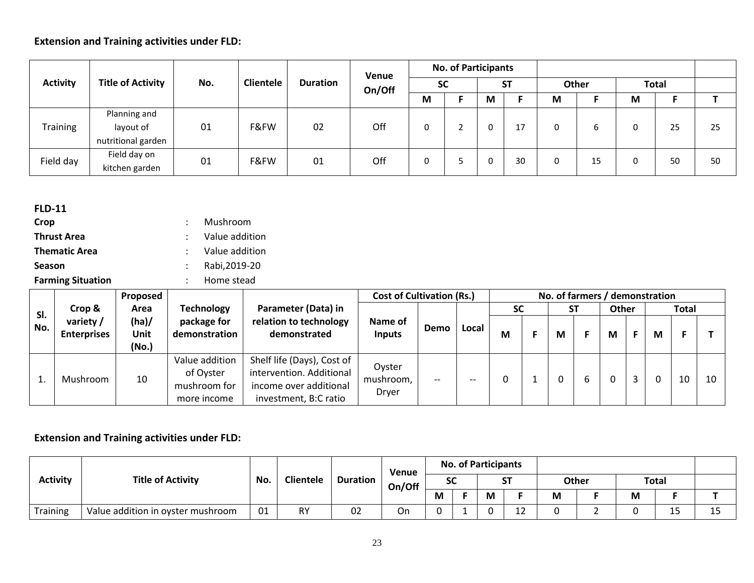### Extension and Training activities under FLD:

| Activity | Title of Activity | No. | Clientele | Duration | Venue On/Off | No. of Participants | | | | | | | | |
|---|---|---|---|---|---|---|---|---|---|---|---|---|---|---|
| | | | | | | SC | | ST | | Other | | Total | | |
| | | | | | | M | F | M | F | M | F | M | F | T |
| Training | Planning and layout of nutritional garden | 01 | F&FW | 02 | Off | 0 | 2 | 0 | 17 | 0 | 6 | 0 | 25 | 25 |
| Field day | Field day on kitchen garden | 01 | F&FW | 01 | Off | 0 | 5 | 0 | 30 | 0 | 15 | 0 | 50 | 50 |

**FLD-11**

**Crop** : Mushroom

**Thrust Area** : Value addition

**Thematic Area** : Value addition

**Season** : Rabi,2019-20

**Farming Situation** : Home stead

| Sl. No. | Crop & variety / Enterprises | Proposed Area (ha)/ Unit (No.) | Technology package for demonstration | Parameter (Data) in relation to technology demonstrated | Cost of Cultivation (Rs.) | | | No. of farmers / demonstration | | | | | | | | |
|---|---|---|---|---|---|---|---|---|---|---|---|---|---|---|---|---|
| | | | | | Name of Inputs | Demo | Local | SC | | ST | | Other | | Total | | |
| | | | | | | | | M | F | M | F | M | F | M | F | T |
| 1. | Mushroom | 10 | Value addition of Oyster mushroom for more income | Shelf life (Days), Cost of intervention. Additional income over additional investment, B:C ratio | Oyster mushroom, Dryer | -- | -- | 0 | 1 | 0 | 6 | 0 | 3 | 0 | 10 | 10 |

### Extension and Training activities under FLD:

| Activity | Title of Activity | No. | Clientele | Duration | Venue On/Off | No. of Participants | | | | | | | | |
|---|---|---|---|---|---|---|---|---|---|---|---|---|---|---|
| | | | | | | SC | | ST | | Other | | Total | | |
| | | | | | | M | F | M | F | M | F | M | F | T |
| Training | Value addition in oyster mushroom | 01 | RY | 02 | On | 0 | 1 | 0 | 12 | 0 | 2 | 0 | 15 | 15 |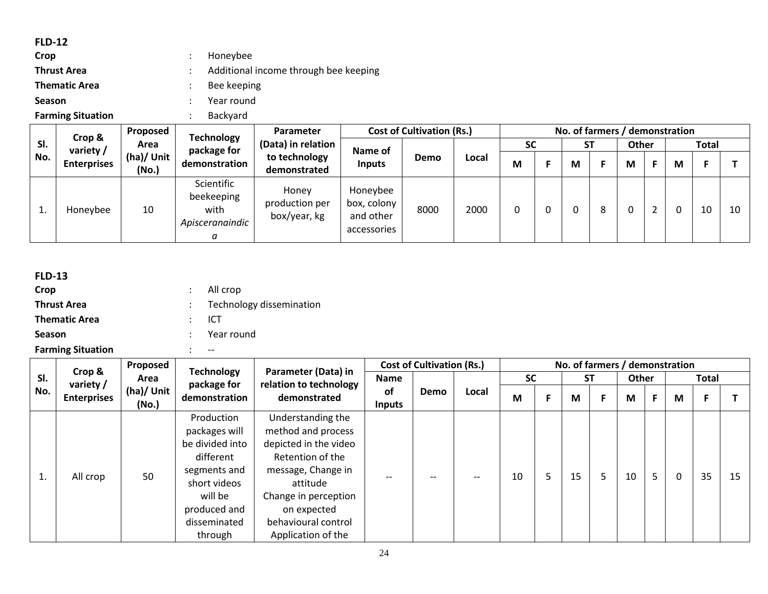**FLD-12**

**Crop** : Honeybee

**Thrust Area** : Additional income through bee keeping

**Thematic Area** : Bee keeping

**Season** : Year round

**Farming Situation** : Backyard

| Sl. No. | Crop & variety / Enterprises | Proposed Area (ha)/ Unit (No.) | Technology package for demonstration | Parameter (Data) in relation to technology demonstrated | Cost of Cultivation (Rs.) | | | No. of farmers / demonstration | | | | | | | | |
|---|---|---|---|---|---|---|---|---|---|---|---|---|---|---|---|---|
| | | | | | Name of Inputs | Demo | Local | SC | | ST | | Other | | Total | | |
| | | | | | | | | M | F | M | F | M | F | M | F | T |
| 1. | Honeybee | 10 | Scientific beekeeping with *Apisceranaindica* | Honey production per box/year, kg | Honeybee box, colony and other accessories | 8000 | 2000 | 0 | 0 | 0 | 8 | 0 | 2 | 0 | 10 | 10 |

**FLD-13**

**Crop** : All crop

**Thrust Area** : Technology dissemination

**Thematic Area** : ICT

**Season** : Year round

**Farming Situation** : --

| Sl. No. | Crop & variety / Enterprises | Proposed Area (ha)/ Unit (No.) | Technology package for demonstration | Parameter (Data) in relation to technology demonstrated | Cost of Cultivation (Rs.) | | | No. of farmers / demonstration | | | | | | | | |
|---|---|---|---|---|---|---|---|---|---|---|---|---|---|---|---|---|
| | | | | | Name of Inputs | Demo | Local | SC | | ST | | Other | | Total | | |
| | | | | | | | | M | F | M | F | M | F | M | F | T |
| 1. | All crop | 50 | Production packages will be divided into different segments and short videos will be produced and disseminated through | Understanding the method and process depicted in the video Retention of the message, Change in attitude Change in perception on expected behavioural control Application of the | -- | -- | -- | 10 | 5 | 15 | 5 | 10 | 5 | 0 | 35 | 15 |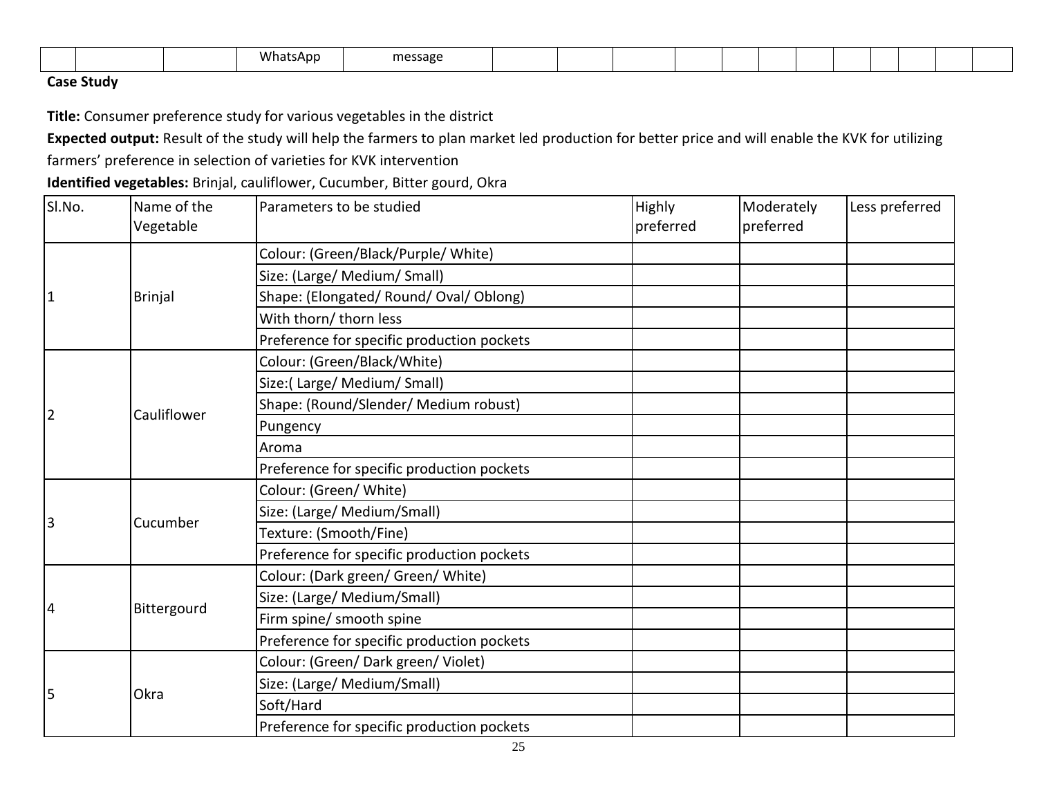|  |  |  | WhatsApp | message |  |  |  |  |  |  |  |  |  |  |  |
|---|---|---|---|---|---|---|---|---|---|---|---|---|---|---|---|

**Case Study**

**Title:** Consumer preference study for various vegetables in the district

**Expected output:** Result of the study will help the farmers to plan market led production for better price and will enable the KVK for utilizing farmers' preference in selection of varieties for KVK intervention

**Identified vegetables:** Brinjal, cauliflower, Cucumber, Bitter gourd, Okra

| Sl.No. | Name of the Vegetable | Parameters to be studied | Highly preferred | Moderately preferred | Less preferred |
|---|---|---|---|---|---|
| 1 | Brinjal | Colour: (Green/Black/Purple/ White) | | | |
| | | Size: (Large/ Medium/ Small) | | | |
| | | Shape: (Elongated/ Round/ Oval/ Oblong) | | | |
| | | With thorn/ thorn less | | | |
| | | Preference for specific production pockets | | | |
| 2 | Cauliflower | Colour: (Green/Black/White) | | | |
| | | Size:( Large/ Medium/ Small) | | | |
| | | Shape: (Round/Slender/ Medium robust) | | | |
| | | Pungency | | | |
| | | Aroma | | | |
| | | Preference for specific production pockets | | | |
| 3 | Cucumber | Colour: (Green/ White) | | | |
| | | Size: (Large/ Medium/Small) | | | |
| | | Texture: (Smooth/Fine) | | | |
| | | Preference for specific production pockets | | | |
| 4 | Bittergourd | Colour: (Dark green/ Green/ White) | | | |
| | | Size: (Large/ Medium/Small) | | | |
| | | Firm spine/ smooth spine | | | |
| | | Preference for specific production pockets | | | |
| 5 | Okra | Colour: (Green/ Dark green/ Violet) | | | |
| | | Size: (Large/ Medium/Small) | | | |
| | | Soft/Hard | | | |
| | | Preference for specific production pockets | | | |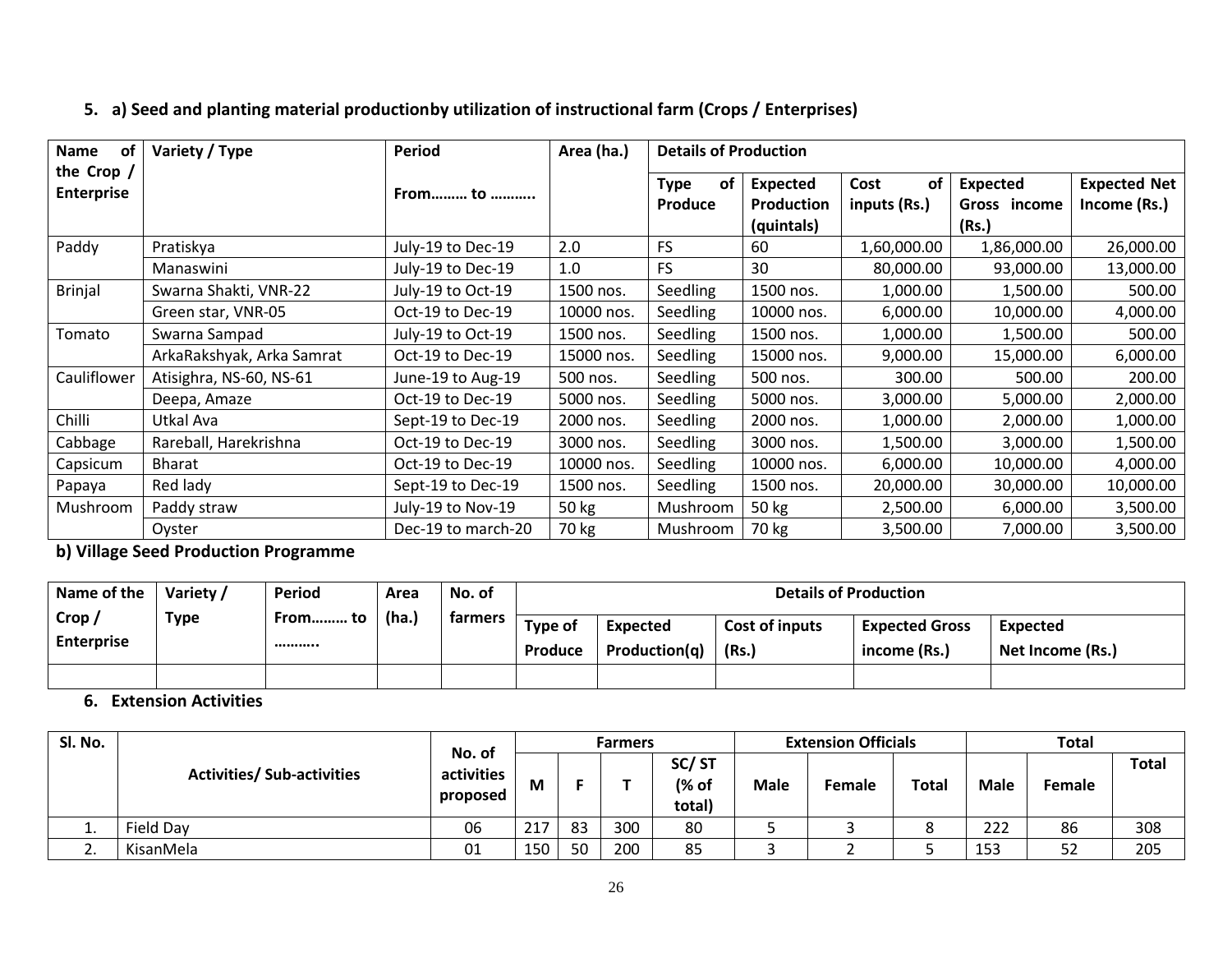## 5. a) Seed and planting material productionby utilization of instructional farm (Crops / Enterprises)

| Name of the Crop / Enterprise | Variety / Type | Period From……… to ……….. | Area (ha.) | Details of Production | | | | |
|---|---|---|---|---|---|---|---|---|
| | | | | Type of Produce | Expected Production (quintals) | Cost of inputs (Rs.) | Expected Gross income (Rs.) | Expected Net Income (Rs.) |
| Paddy | Pratiskya | July-19 to Dec-19 | 2.0 | FS | 60 | 1,60,000.00 | 1,86,000.00 | 26,000.00 |
| | Manaswini | July-19 to Dec-19 | 1.0 | FS | 30 | 80,000.00 | 93,000.00 | 13,000.00 |
| Brinjal | Swarna Shakti, VNR-22 | July-19 to Oct-19 | 1500 nos. | Seedling | 1500 nos. | 1,000.00 | 1,500.00 | 500.00 |
| | Green star, VNR-05 | Oct-19 to Dec-19 | 10000 nos. | Seedling | 10000 nos. | 6,000.00 | 10,000.00 | 4,000.00 |
| Tomato | Swarna Sampad | July-19 to Oct-19 | 1500 nos. | Seedling | 1500 nos. | 1,000.00 | 1,500.00 | 500.00 |
| | ArkaRakshyak, Arka Samrat | Oct-19 to Dec-19 | 15000 nos. | Seedling | 15000 nos. | 9,000.00 | 15,000.00 | 6,000.00 |
| Cauliflower | Atisighra, NS-60, NS-61 | June-19 to Aug-19 | 500 nos. | Seedling | 500 nos. | 300.00 | 500.00 | 200.00 |
| | Deepa, Amaze | Oct-19 to Dec-19 | 5000 nos. | Seedling | 5000 nos. | 3,000.00 | 5,000.00 | 2,000.00 |
| Chilli | Utkal Ava | Sept-19 to Dec-19 | 2000 nos. | Seedling | 2000 nos. | 1,000.00 | 2,000.00 | 1,000.00 |
| Cabbage | Rareball, Harekrishna | Oct-19 to Dec-19 | 3000 nos. | Seedling | 3000 nos. | 1,500.00 | 3,000.00 | 1,500.00 |
| Capsicum | Bharat | Oct-19 to Dec-19 | 10000 nos. | Seedling | 10000 nos. | 6,000.00 | 10,000.00 | 4,000.00 |
| Papaya | Red lady | Sept-19 to Dec-19 | 1500 nos. | Seedling | 1500 nos. | 20,000.00 | 30,000.00 | 10,000.00 |
| Mushroom | Paddy straw | July-19 to Nov-19 | 50 kg | Mushroom | 50 kg | 2,500.00 | 6,000.00 | 3,500.00 |
| | Oyster | Dec-19 to march-20 | 70 kg | Mushroom | 70 kg | 3,500.00 | 7,000.00 | 3,500.00 |

### b) Village Seed Production Programme

| Name of the Crop / Enterprise | Variety / Type | Period From……… to ……….. | Area (ha.) | No. of farmers | Details of Production | | | | |
|---|---|---|---|---|---|---|---|---|---|
| | | | | | Type of Produce | Expected Production(q) | Cost of inputs (Rs.) | Expected Gross income (Rs.) | Expected Net Income (Rs.) |
| | | | | | | | | | |

## 6. Extension Activities

| Sl. No. | Activities/ Sub-activities | No. of activities proposed | Farmers | | | | Extension Officials | | | Total | | |
|---|---|---|---|---|---|---|---|---|---|---|---|---|
| | | | M | F | T | SC/ ST (% of total) | Male | Female | Total | Male | Female | Total |
| 1. | Field Day | 06 | 217 | 83 | 300 | 80 | 5 | 3 | 8 | 222 | 86 | 308 |
| 2. | KisanMela | 01 | 150 | 50 | 200 | 85 | 3 | 2 | 5 | 153 | 52 | 205 |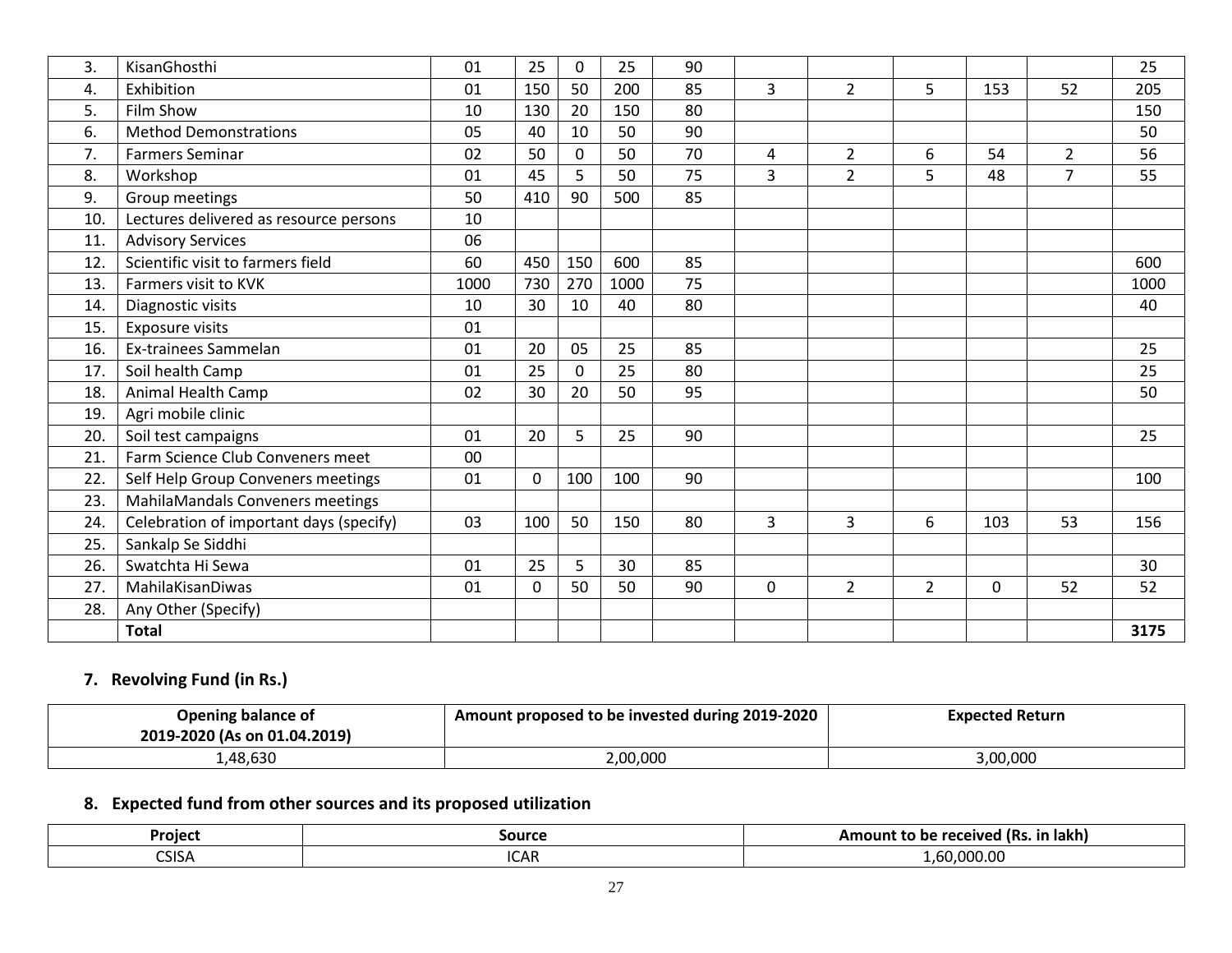| 3. | KisanGhosthi | 01 | 25 | 0 | 25 | 90 | | | | | | 25 |
|---|---|---|---|---|---|---|---|---|---|---|---|---|
| 4. | Exhibition | 01 | 150 | 50 | 200 | 85 | 3 | 2 | 5 | 153 | 52 | 205 |
| 5. | Film Show | 10 | 130 | 20 | 150 | 80 | | | | | | 150 |
| 6. | Method Demonstrations | 05 | 40 | 10 | 50 | 90 | | | | | | 50 |
| 7. | Farmers Seminar | 02 | 50 | 0 | 50 | 70 | 4 | 2 | 6 | 54 | 2 | 56 |
| 8. | Workshop | 01 | 45 | 5 | 50 | 75 | 3 | 2 | 5 | 48 | 7 | 55 |
| 9. | Group meetings | 50 | 410 | 90 | 500 | 85 | | | | | | |
| 10. | Lectures delivered as resource persons | 10 | | | | | | | | | | |
| 11. | Advisory Services | 06 | | | | | | | | | | |
| 12. | Scientific visit to farmers field | 60 | 450 | 150 | 600 | 85 | | | | | | 600 |
| 13. | Farmers visit to KVK | 1000 | 730 | 270 | 1000 | 75 | | | | | | 1000 |
| 14. | Diagnostic visits | 10 | 30 | 10 | 40 | 80 | | | | | | 40 |
| 15. | Exposure visits | 01 | | | | | | | | | | |
| 16. | Ex-trainees Sammelan | 01 | 20 | 05 | 25 | 85 | | | | | | 25 |
| 17. | Soil health Camp | 01 | 25 | 0 | 25 | 80 | | | | | | 25 |
| 18. | Animal Health Camp | 02 | 30 | 20 | 50 | 95 | | | | | | 50 |
| 19. | Agri mobile clinic | | | | | | | | | | | |
| 20. | Soil test campaigns | 01 | 20 | 5 | 25 | 90 | | | | | | 25 |
| 21. | Farm Science Club Conveners meet | 00 | | | | | | | | | | |
| 22. | Self Help Group Conveners meetings | 01 | 0 | 100 | 100 | 90 | | | | | | 100 |
| 23. | MahilaMandals Conveners meetings | | | | | | | | | | | |
| 24. | Celebration of important days (specify) | 03 | 100 | 50 | 150 | 80 | 3 | 3 | 6 | 103 | 53 | 156 |
| 25. | Sankalp Se Siddhi | | | | | | | | | | | |
| 26. | Swatchta Hi Sewa | 01 | 25 | 5 | 30 | 85 | | | | | | 30 |
| 27. | MahilaKisanDiwas | 01 | 0 | 50 | 50 | 90 | 0 | 2 | 2 | 0 | 52 | 52 |
| 28. | Any Other (Specify) | | | | | | | | | | | |
| | **Total** | | | | | | | | | | | **3175** |

## 7. Revolving Fund (in Rs.)

| Opening balance of 2019-2020 (As on 01.04.2019) | Amount proposed to be invested during 2019-2020 | Expected Return |
|---|---|---|
| 1,48,630 | 2,00,000 | 3,00,000 |

## 8. Expected fund from other sources and its proposed utilization

| Project | Source | Amount to be received (Rs. in lakh) |
|---|---|---|
| CSISA | ICAR | 1,60,000.00 |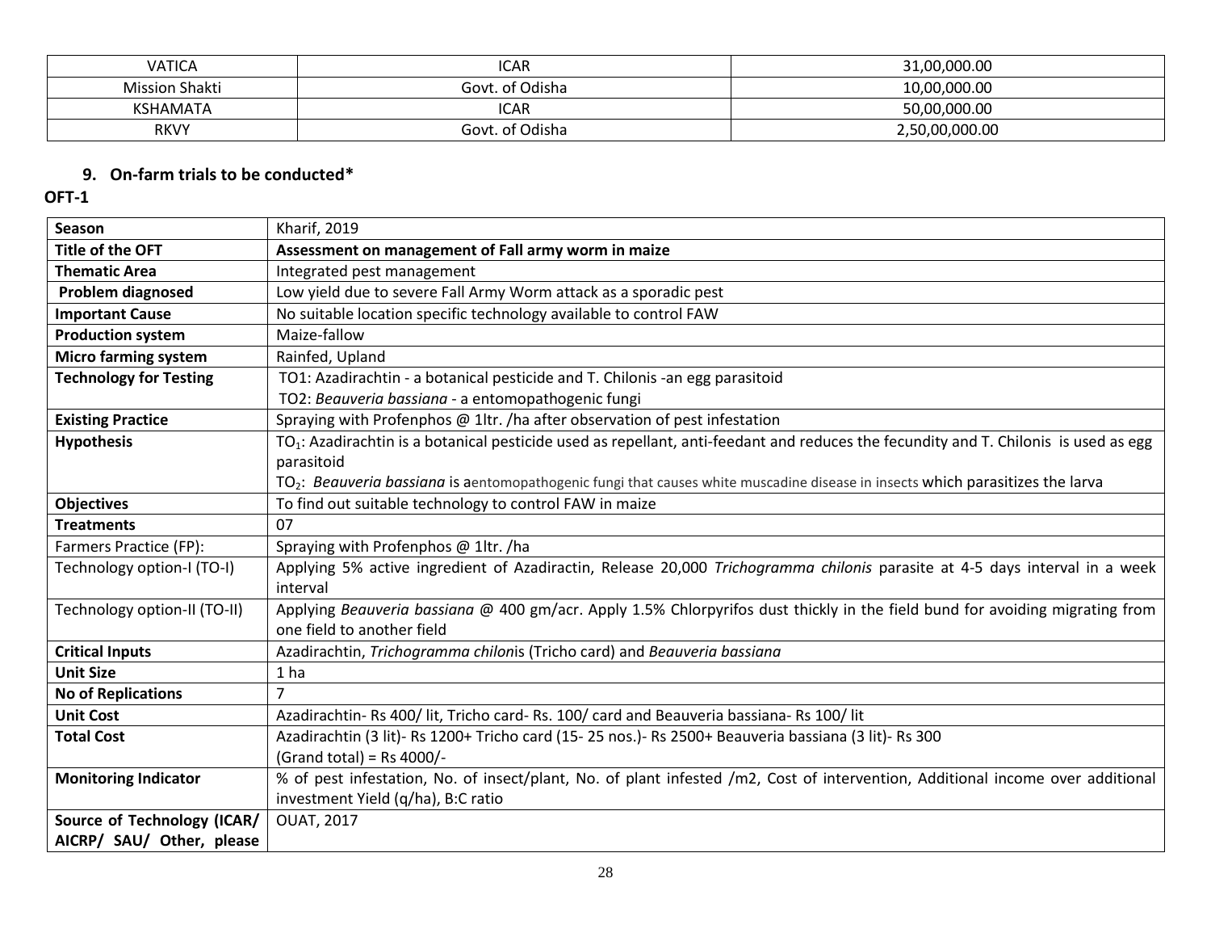| VATICA | ICAR | 31,00,000.00 |
|---|---|---|
| Mission Shakti | Govt. of Odisha | 10,00,000.00 |
| KSHAMATA | ICAR | 50,00,000.00 |
| RKVY | Govt. of Odisha | 2,50,00,000.00 |

## 9. On-farm trials to be conducted*

**OFT-1**

| **Season** | Kharif, 2019 |
|---|---|
| **Title of the OFT** | **Assessment on management of Fall army worm in maize** |
| **Thematic Area** | Integrated pest management |
| **Problem diagnosed** | Low yield due to severe Fall Army Worm attack as a sporadic pest |
| **Important Cause** | No suitable location specific technology available to control FAW |
| **Production system** | Maize-fallow |
| **Micro farming system** | Rainfed, Upland |
| **Technology for Testing** | TO1: Azadirachtin - a botanical pesticide and T. Chilonis -an egg parasitoid<br>TO2: *Beauveria bassiana* - a entomopathogenic fungi |
| **Existing Practice** | Spraying with Profenphos @ 1ltr. /ha after observation of pest infestation |
| **Hypothesis** | $TO_1$: Azadirachtin is a botanical pesticide used as repellant, anti-feedant and reduces the fecundity and T. Chilonis is used as egg parasitoid<br>$TO_2$: *Beauveria bassiana* is aentomopathogenic fungi that causes white muscadine disease in insects which parasitizes the larva |
| **Objectives** | To find out suitable technology to control FAW in maize |
| **Treatments** | 07 |
| Farmers Practice (FP): | Spraying with Profenphos @ 1ltr. /ha |
| Technology option-I (TO-I) | Applying 5% active ingredient of Azadiractin, Release 20,000 *Trichogramma chilonis* parasite at 4-5 days interval in a week interval |
| Technology option-II (TO-II) | Applying *Beauveria bassiana* @ 400 gm/acr. Apply 1.5% Chlorpyrifos dust thickly in the field bund for avoiding migrating from one field to another field |
| **Critical Inputs** | Azadirachtin, *Trichogramma chilonis* (Tricho card) and *Beauveria bassiana* |
| **Unit Size** | 1 ha |
| **No of Replications** | 7 |
| **Unit Cost** | Azadirachtin- Rs 400/ lit, Tricho card- Rs. 100/ card and Beauveria bassiana- Rs 100/ lit |
| **Total Cost** | Azadirachtin (3 lit)- Rs 1200+ Tricho card (15- 25 nos.)- Rs 2500+ Beauveria bassiana (3 lit)- Rs 300<br>(Grand total) = Rs 4000/- |
| **Monitoring Indicator** | % of pest infestation, No. of insect/plant, No. of plant infested /m2, Cost of intervention, Additional income over additional investment Yield (q/ha), B:C ratio |
| **Source of Technology (ICAR/ AICRP/ SAU/ Other, please** | OUAT, 2017 |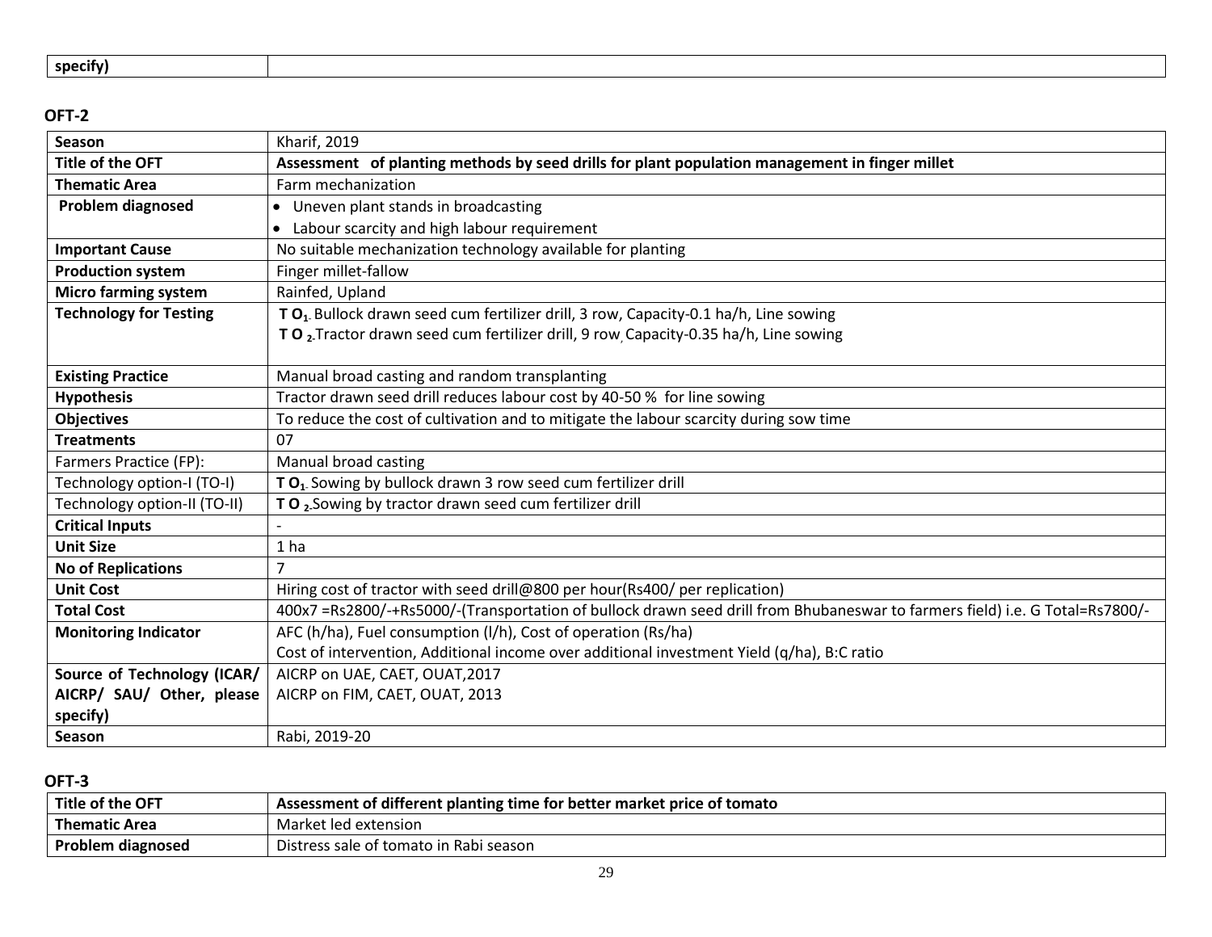| specify) | |
|---|---|

**OFT-2**

| Season | Kharif, 2019 |
|---|---|
| **Title of the OFT** | **Assessment of planting methods by seed drills for plant population management in finger millet** |
| **Thematic Area** | Farm mechanization |
| **Problem diagnosed** | • Uneven plant stands in broadcasting<br>• Labour scarcity and high labour requirement |
| **Important Cause** | No suitable mechanization technology available for planting |
| **Production system** | Finger millet-fallow |
| **Micro farming system** | Rainfed, Upland |
| **Technology for Testing** | **T $O_1$**- Bullock drawn seed cum fertilizer drill, 3 row, Capacity-0.1 ha/h, Line sowing<br>**T $O_2$**-Tractor drawn seed cum fertilizer drill, 9 row, Capacity-0.35 ha/h, Line sowing |
| **Existing Practice** | Manual broad casting and random transplanting |
| **Hypothesis** | Tractor drawn seed drill reduces labour cost by 40-50 % for line sowing |
| **Objectives** | To reduce the cost of cultivation and to mitigate the labour scarcity during sow time |
| **Treatments** | 07 |
| Farmers Practice (FP): | Manual broad casting |
| Technology option-I (TO-I) | **T $O_1$**- Sowing by bullock drawn 3 row seed cum fertilizer drill |
| Technology option-II (TO-II) | **T $O_2$**-Sowing by tractor drawn seed cum fertilizer drill |
| **Critical Inputs** | - |
| **Unit Size** | 1 ha |
| **No of Replications** | 7 |
| **Unit Cost** | Hiring cost of tractor with seed drill@800 per hour(Rs400/ per replication) |
| **Total Cost** | 400x7 =Rs2800/-+Rs5000/-(Transportation of bullock drawn seed drill from Bhubaneswar to farmers field) i.e. G Total=Rs7800/- |
| **Monitoring Indicator** | AFC (h/ha), Fuel consumption (l/h), Cost of operation (Rs/ha)<br>Cost of intervention, Additional income over additional investment Yield (q/ha), B:C ratio |
| **Source of Technology (ICAR/ AICRP/ SAU/ Other, please specify)** | AICRP on UAE, CAET, OUAT,2017<br>AICRP on FIM, CAET, OUAT, 2013 |
| **Season** | Rabi, 2019-20 |

**OFT-3**

| Title of the OFT | **Assessment of different planting time for better market price of tomato** |
|---|---|
| **Thematic Area** | Market led extension |
| **Problem diagnosed** | Distress sale of tomato in Rabi season |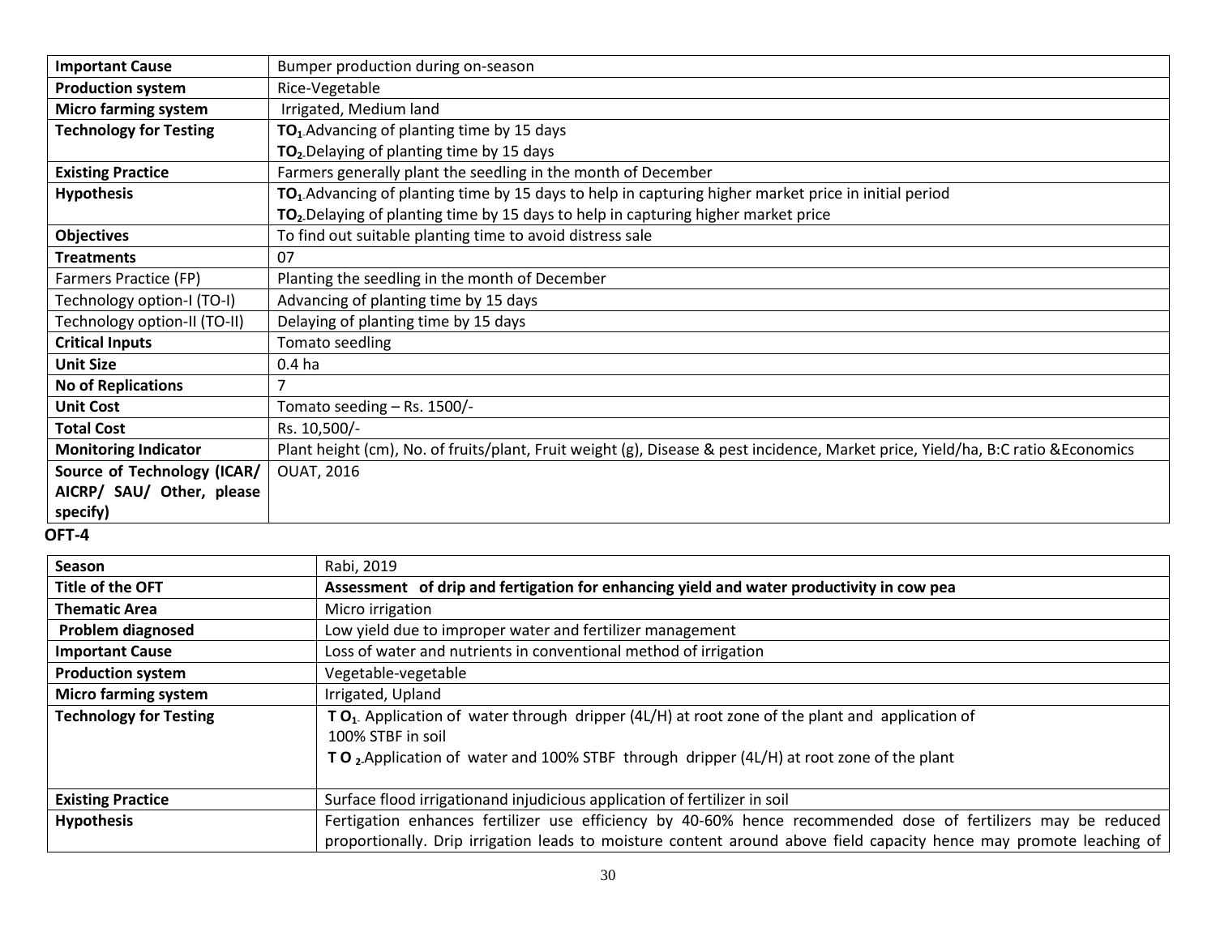| | |
|---|---|
| **Important Cause** | Bumper production during on-season |
| **Production system** | Rice-Vegetable |
| **Micro farming system** | Irrigated, Medium land |
| **Technology for Testing** | **$TO_1$**.Advancing of planting time by 15 days<br>**$TO_2$**.Delaying of planting time by 15 days |
| **Existing Practice** | Farmers generally plant the seedling in the month of December |
| **Hypothesis** | **$TO_1$**.Advancing of planting time by 15 days to help in capturing higher market price in initial period<br>**$TO_2$**.Delaying of planting time by 15 days to help in capturing higher market price |
| **Objectives** | To find out suitable planting time to avoid distress sale |
| **Treatments** | 07 |
| Farmers Practice (FP) | Planting the seedling in the month of December |
| Technology option-I (TO-I) | Advancing of planting time by 15 days |
| Technology option-II (TO-II) | Delaying of planting time by 15 days |
| **Critical Inputs** | Tomato seedling |
| **Unit Size** | 0.4 ha |
| **No of Replications** | 7 |
| **Unit Cost** | Tomato seeding – Rs. 1500/- |
| **Total Cost** | Rs. 10,500/- |
| **Monitoring Indicator** | Plant height (cm), No. of fruits/plant, Fruit weight (g), Disease & pest incidence, Market price, Yield/ha, B:C ratio &Economics |
| **Source of Technology (ICAR/ AICRP/ SAU/ Other, please specify)** | OUAT, 2016 |

**OFT-4**

| | |
|---|---|
| **Season** | Rabi, 2019 |
| **Title of the OFT** | **Assessment of drip and fertigation for enhancing yield and water productivity in cow pea** |
| **Thematic Area** | Micro irrigation |
| **Problem diagnosed** | Low yield due to improper water and fertilizer management |
| **Important Cause** | Loss of water and nutrients in conventional method of irrigation |
| **Production system** | Vegetable-vegetable |
| **Micro farming system** | Irrigated, Upland |
| **Technology for Testing** | **T $O_1$**. Application of water through dripper (4L/H) at root zone of the plant and application of 100% STBF in soil<br>**T $O_2$**.Application of water and 100% STBF through dripper (4L/H) at root zone of the plant |
| **Existing Practice** | Surface flood irrigationand injudicious application of fertilizer in soil |
| **Hypothesis** | Fertigation enhances fertilizer use efficiency by 40-60% hence recommended dose of fertilizers may be reduced proportionally. Drip irrigation leads to moisture content around above field capacity hence may promote leaching of |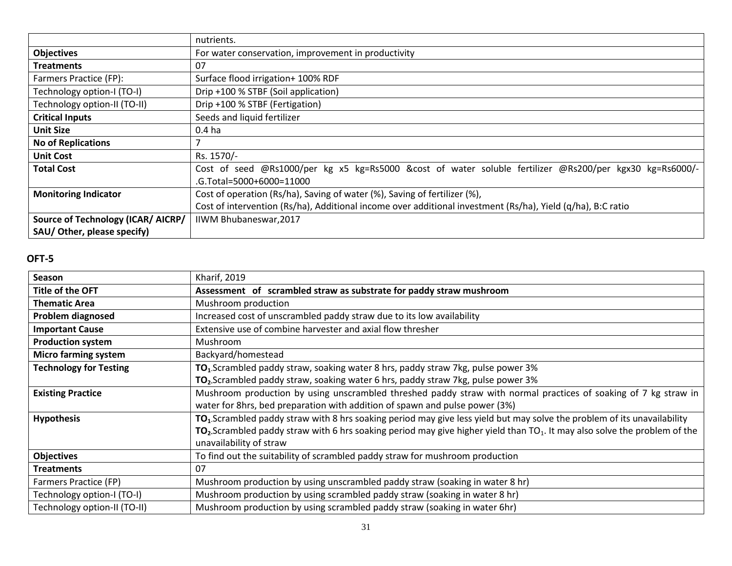| | nutrients. |
|---|---|
| **Objectives** | For water conservation, improvement in productivity |
| **Treatments** | 07 |
| Farmers Practice (FP): | Surface flood irrigation+ 100% RDF |
| Technology option-I (TO-I) | Drip +100 % STBF (Soil application) |
| Technology option-II (TO-II) | Drip +100 % STBF (Fertigation) |
| **Critical Inputs** | Seeds and liquid fertilizer |
| **Unit Size** | 0.4 ha |
| **No of Replications** | 7 |
| **Unit Cost** | Rs. 1570/- |
| **Total Cost** | Cost of seed @Rs1000/per kg x5 kg=Rs5000 &cost of water soluble fertilizer @Rs200/per kgx30 kg=Rs6000/-.G.Total=5000+6000=11000 |
| **Monitoring Indicator** | Cost of operation (Rs/ha), Saving of water (%), Saving of fertilizer (%),<br>Cost of intervention (Rs/ha), Additional income over additional investment (Rs/ha), Yield (q/ha), B:C ratio |
| **Source of Technology (ICAR/ AICRP/ SAU/ Other, please specify)** | IIWM Bhubaneswar,2017 |

## OFT-5

| **Season** | Kharif, 2019 |
|---|---|
| **Title of the OFT** | **Assessment of scrambled straw as substrate for paddy straw mushroom** |
| **Thematic Area** | Mushroom production |
| **Problem diagnosed** | Increased cost of unscrambled paddy straw due to its low availability |
| **Important Cause** | Extensive use of combine harvester and axial flow thresher |
| **Production system** | Mushroom |
| **Micro farming system** | Backyard/homestead |
| **Technology for Testing** | **$TO_1$**.Scrambled paddy straw, soaking water 8 hrs, paddy straw 7kg, pulse power 3%<br>**$TO_2$**.Scrambled paddy straw, soaking water 6 hrs, paddy straw 7kg, pulse power 3% |
| **Existing Practice** | Mushroom production by using unscrambled threshed paddy straw with normal practices of soaking of 7 kg straw in water for 8hrs, bed preparation with addition of spawn and pulse power (3%) |
| **Hypothesis** | **$TO_1$**.Scrambled paddy straw with 8 hrs soaking period may give less yield but may solve the problem of its unavailability<br>**$TO_2$**.Scrambled paddy straw with 6 hrs soaking period may give higher yield than $TO_1$. It may also solve the problem of the unavailability of straw |
| **Objectives** | To find out the suitability of scrambled paddy straw for mushroom production |
| **Treatments** | 07 |
| Farmers Practice (FP) | Mushroom production by using unscrambled paddy straw (soaking in water 8 hr) |
| Technology option-I (TO-I) | Mushroom production by using scrambled paddy straw (soaking in water 8 hr) |
| Technology option-II (TO-II) | Mushroom production by using scrambled paddy straw (soaking in water 6hr) |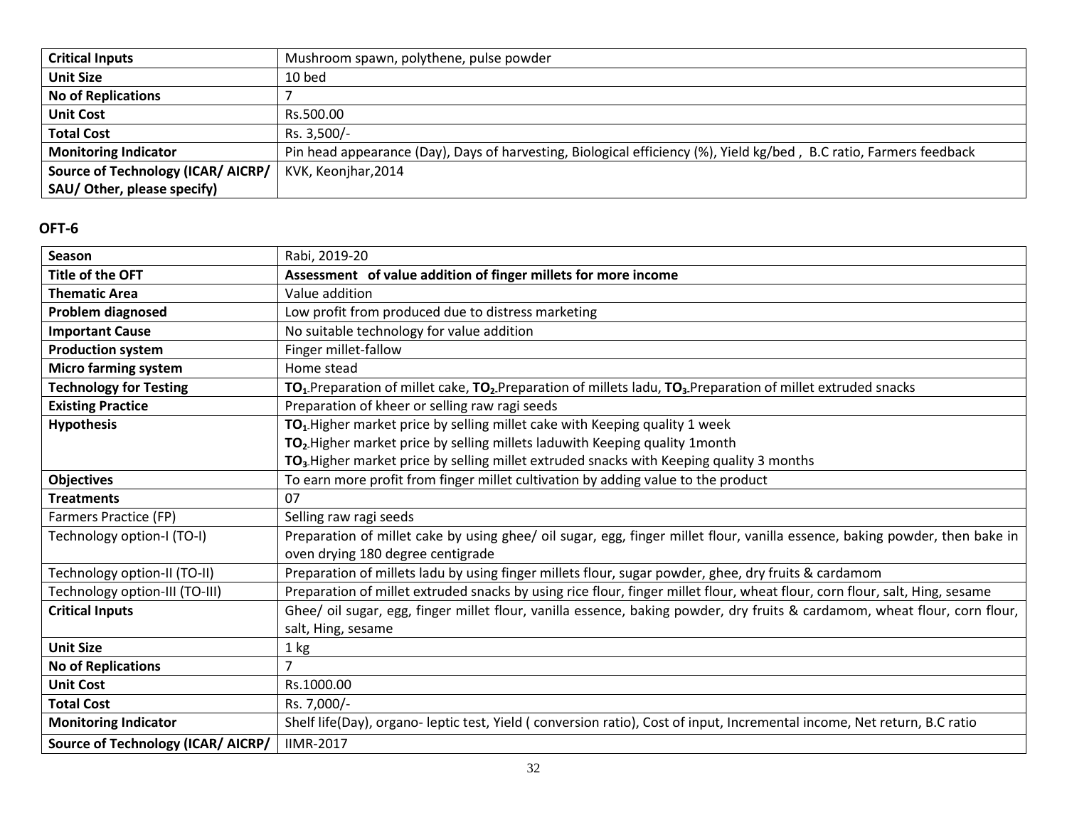| Critical Inputs | Mushroom spawn, polythene, pulse powder |
|---|---|
| Unit Size | 10 bed |
| No of Replications | 7 |
| Unit Cost | Rs.500.00 |
| Total Cost | Rs. 3,500/- |
| Monitoring Indicator | Pin head appearance (Day), Days of harvesting, Biological efficiency (%), Yield kg/bed , B.C ratio, Farmers feedback |
| Source of Technology (ICAR/ AICRP/ SAU/ Other, please specify) | KVK, Keonjhar,2014 |

**OFT-6**

| Season | Rabi, 2019-20 |
|---|---|
| **Title of the OFT** | **Assessment of value addition of finger millets for more income** |
| **Thematic Area** | Value addition |
| **Problem diagnosed** | Low profit from produced due to distress marketing |
| **Important Cause** | No suitable technology for value addition |
| **Production system** | Finger millet-fallow |
| **Micro farming system** | Home stead |
| **Technology for Testing** | **$TO_1$**.Preparation of millet cake, **$TO_2$**.Preparation of millets ladu, **$TO_3$**.Preparation of millet extruded snacks |
| **Existing Practice** | Preparation of kheer or selling raw ragi seeds |
| **Hypothesis** | **$TO_1$**.Higher market price by selling millet cake with Keeping quality 1 week<br>**$TO_2$**.Higher market price by selling millets laduwith Keeping quality 1month<br>**$TO_3$**.Higher market price by selling millet extruded snacks with Keeping quality 3 months |
| **Objectives** | To earn more profit from finger millet cultivation by adding value to the product |
| **Treatments** | 07 |
| Farmers Practice (FP) | Selling raw ragi seeds |
| Technology option-I (TO-I) | Preparation of millet cake by using ghee/ oil sugar, egg, finger millet flour, vanilla essence, baking powder, then bake in oven drying 180 degree centigrade |
| Technology option-II (TO-II) | Preparation of millets ladu by using finger millets flour, sugar powder, ghee, dry fruits & cardamom |
| Technology option-III (TO-III) | Preparation of millet extruded snacks by using rice flour, finger millet flour, wheat flour, corn flour, salt, Hing, sesame |
| **Critical Inputs** | Ghee/ oil sugar, egg, finger millet flour, vanilla essence, baking powder, dry fruits & cardamom, wheat flour, corn flour, salt, Hing, sesame |
| **Unit Size** | 1 kg |
| **No of Replications** | 7 |
| **Unit Cost** | Rs.1000.00 |
| **Total Cost** | Rs. 7,000/- |
| **Monitoring Indicator** | Shelf life(Day), organo- leptic test, Yield ( conversion ratio), Cost of input, Incremental income, Net return, B.C ratio |
| **Source of Technology (ICAR/ AICRP/** | IIMR-2017 |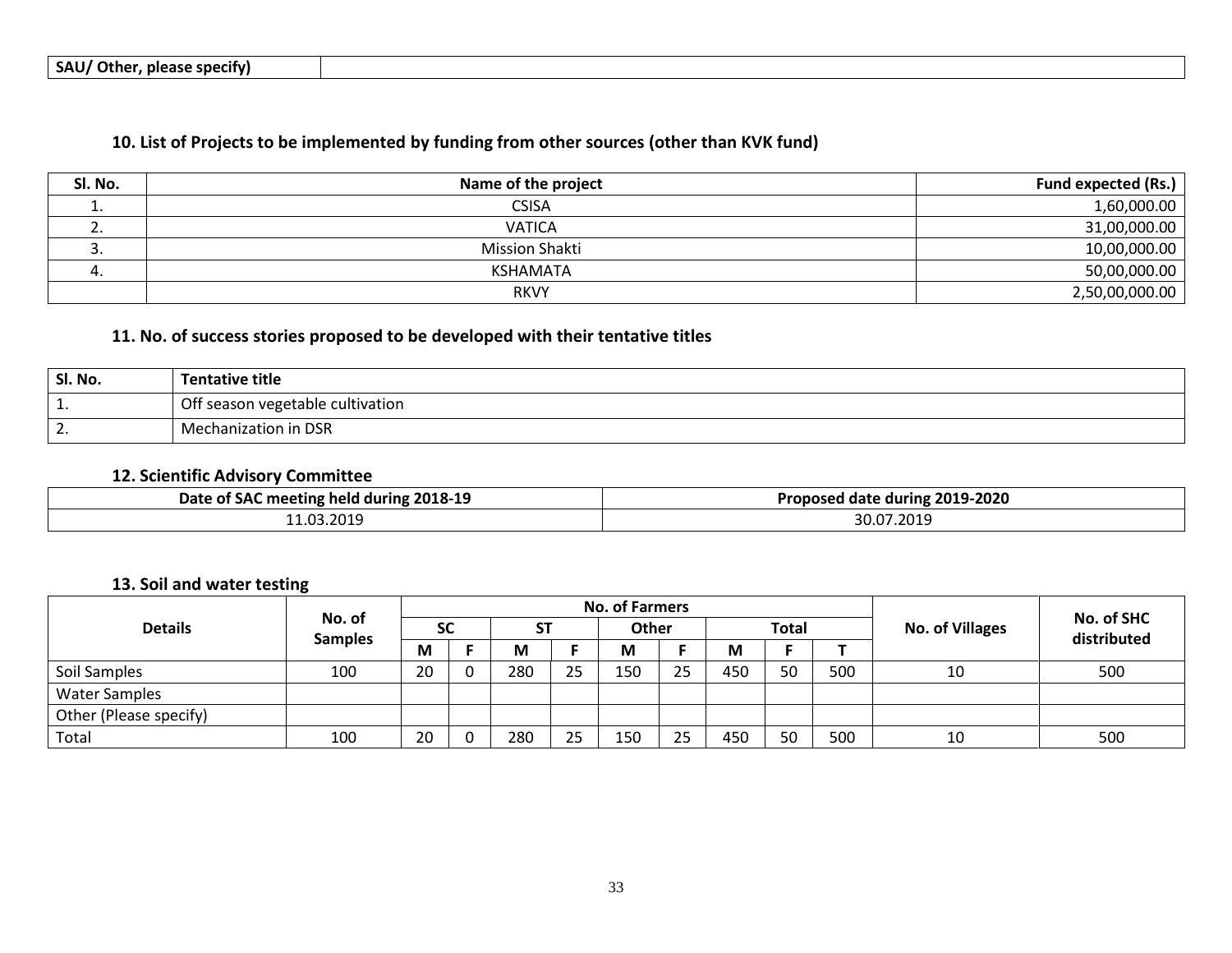| SAU/ Other, please specify) | |
|---|---|

## 10. List of Projects to be implemented by funding from other sources (other than KVK fund)

| Sl. No. | Name of the project | Fund expected (Rs.) |
|---|---|---|
| 1. | CSISA | 1,60,000.00 |
| 2. | VATICA | 31,00,000.00 |
| 3. | Mission Shakti | 10,00,000.00 |
| 4. | KSHAMATA | 50,00,000.00 |
| | RKVY | 2,50,00,000.00 |

## 11. No. of success stories proposed to be developed with their tentative titles

| Sl. No. | Tentative title |
|---|---|
| 1. | Off season vegetable cultivation |
| 2. | Mechanization in DSR |

## 12. Scientific Advisory Committee

| Date of SAC meeting held during 2018-19 | Proposed date during 2019-2020 |
|---|---|
| 11.03.2019 | 30.07.2019 |

## 13. Soil and water testing

| Details | No. of Samples | No. of Farmers | | | | | | | | | No. of Villages | No. of SHC distributed |
|---|---|---|---|---|---|---|---|---|---|---|---|---|
| | | SC | | ST | | Other | | Total | | | | |
| | | M | F | M | F | M | F | M | F | T | | |
| Soil Samples | 100 | 20 | 0 | 280 | 25 | 150 | 25 | 450 | 50 | 500 | 10 | 500 |
| Water Samples | | | | | | | | | | | | |
| Other (Please specify) | | | | | | | | | | | | |
| Total | 100 | 20 | 0 | 280 | 25 | 150 | 25 | 450 | 50 | 500 | 10 | 500 |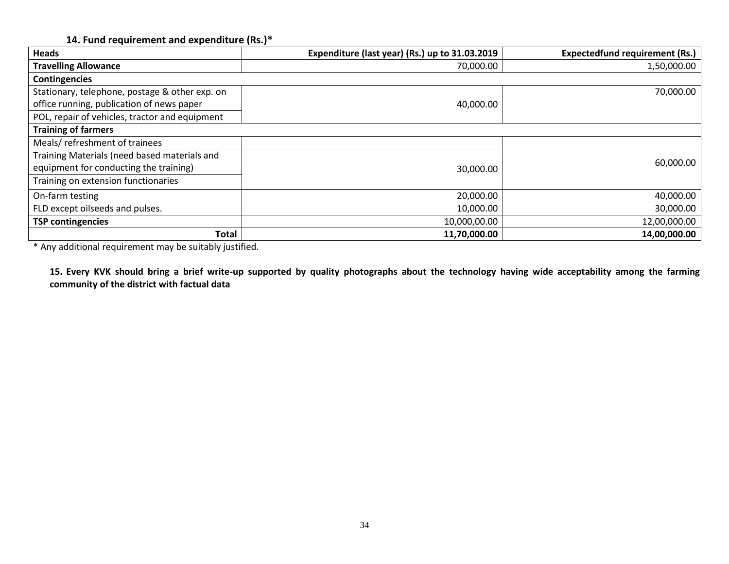**14. Fund requirement and expenditure (Rs.)***

| Heads | Expenditure (last year) (Rs.) up to 31.03.2019 | Expectedfund requirement (Rs.) |
|---|---|---|
| **Travelling Allowance** | 70,000.00 | 1,50,000.00 |
| **Contingencies** | | |
| Stationary, telephone, postage & other exp. on office running, publication of news paper | 40,000.00 | 70,000.00 |
| POL, repair of vehicles, tractor and equipment | | |
| **Training of farmers** | | |
| Meals/ refreshment of trainees | | 60,000.00 |
| Training Materials (need based materials and equipment for conducting the training) | 30,000.00 | |
| Training on extension functionaries | | |
| On-farm testing | 20,000.00 | 40,000.00 |
| FLD except oilseeds and pulses. | 10,000.00 | 30,000.00 |
| **TSP contingencies** | 10,000,00.00 | 12,00,000.00 |
| **Total** | **11,70,000.00** | **14,00,000.00** |

* Any additional requirement may be suitably justified.

**15. Every KVK should bring a brief write-up supported by quality photographs about the technology having wide acceptability among the farming community of the district with factual data**